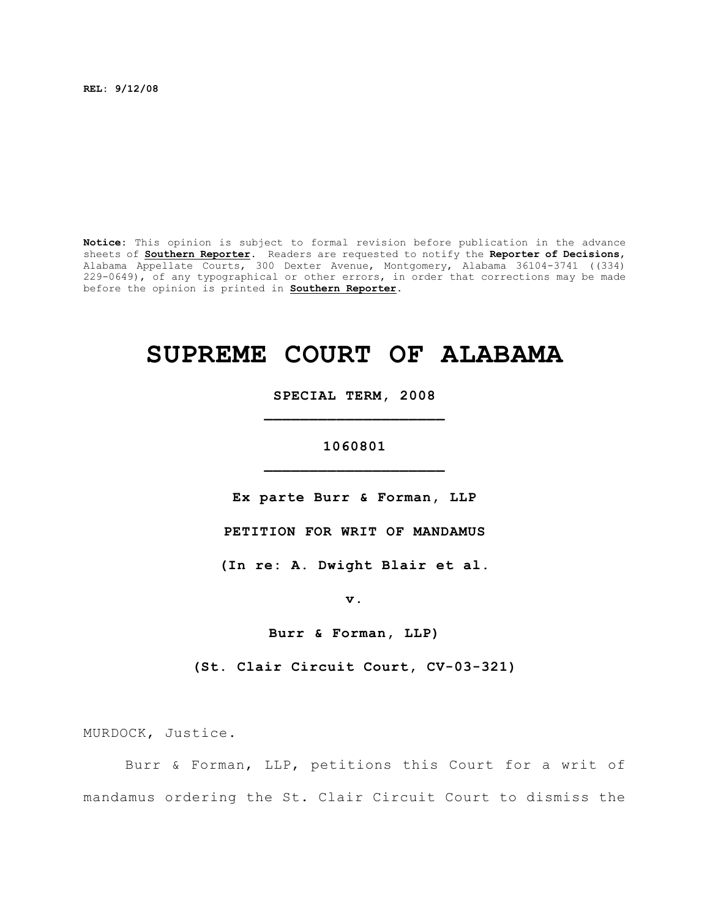**REL: 9/12/08**

**Notice:** This opinion is subject to formal revision before publication in the advance sheets of **Southern Reporter**. Readers are requested to notify the **Reporter of Decisions**, Alabama Appellate Courts, 300 Dexter Avenue, Montgomery, Alabama 36104-3741 ((334) 229-0649), of any typographical or other errors, in order that corrections may be made before the opinion is printed in **Southern Reporter**.

# SUPREME COURT OF ALABAMA

**SPECIAL TERM, 2008**

**_________________________**

**1060801**

**_________________________**

**Ex parte Burr & Forman, LLP**

**PETITION FOR WRIT OF MANDAMUS**

**(In re: A. Dwight Blair et al.**

**v.**

**Burr & Forman, LLP)**

**(St. Clair Circuit Court, CV-03-321)**

MURDOCK, Justice.

Burr & Forman, LLP, petitions this Court for a writ of mandamus ordering the St. Clair Circuit Court to dismiss the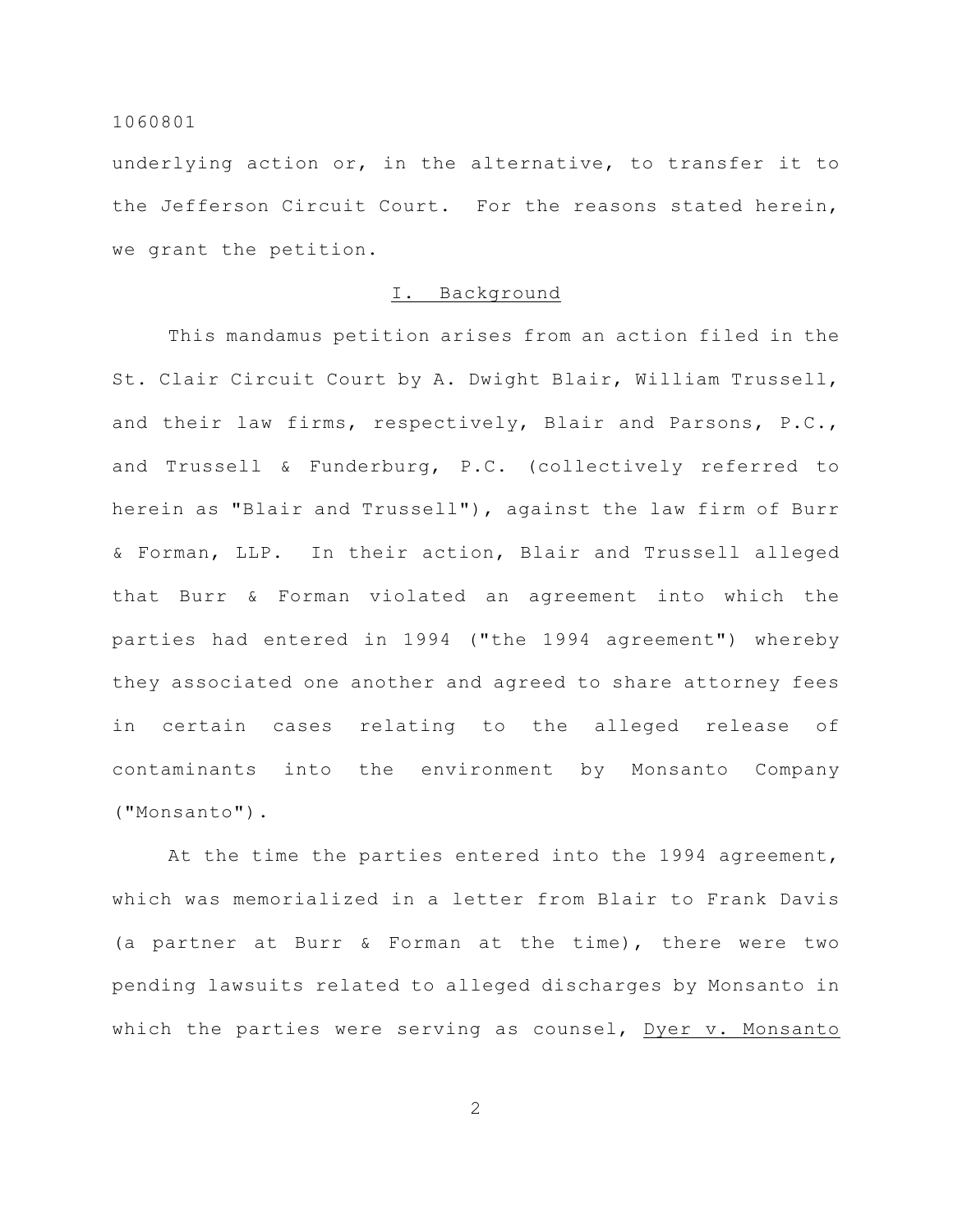underlying action or, in the alternative, to transfer it to the Jefferson Circuit Court. For the reasons stated herein, we grant the petition.

## I. Background

This mandamus petition arises from an action filed in the St. Clair Circuit Court by A. Dwight Blair, William Trussell, and their law firms, respectively, Blair and Parsons, P.C., and Trussell & Funderburg, P.C. (collectively referred to herein as "Blair and Trussell"), against the law firm of Burr & Forman, LLP. In their action, Blair and Trussell alleged that Burr & Forman violated an agreement into which the parties had entered in 1994 ("the 1994 agreement") whereby they associated one another and agreed to share attorney fees in certain cases relating to the alleged release of contaminants into the environment by Monsanto Company ("Monsanto").

At the time the parties entered into the 1994 agreement, which was memorialized in a letter from Blair to Frank Davis (a partner at Burr & Forman at the time), there were two pending lawsuits related to alleged discharges by Monsanto in which the parties were serving as counsel, Dyer v. Monsanto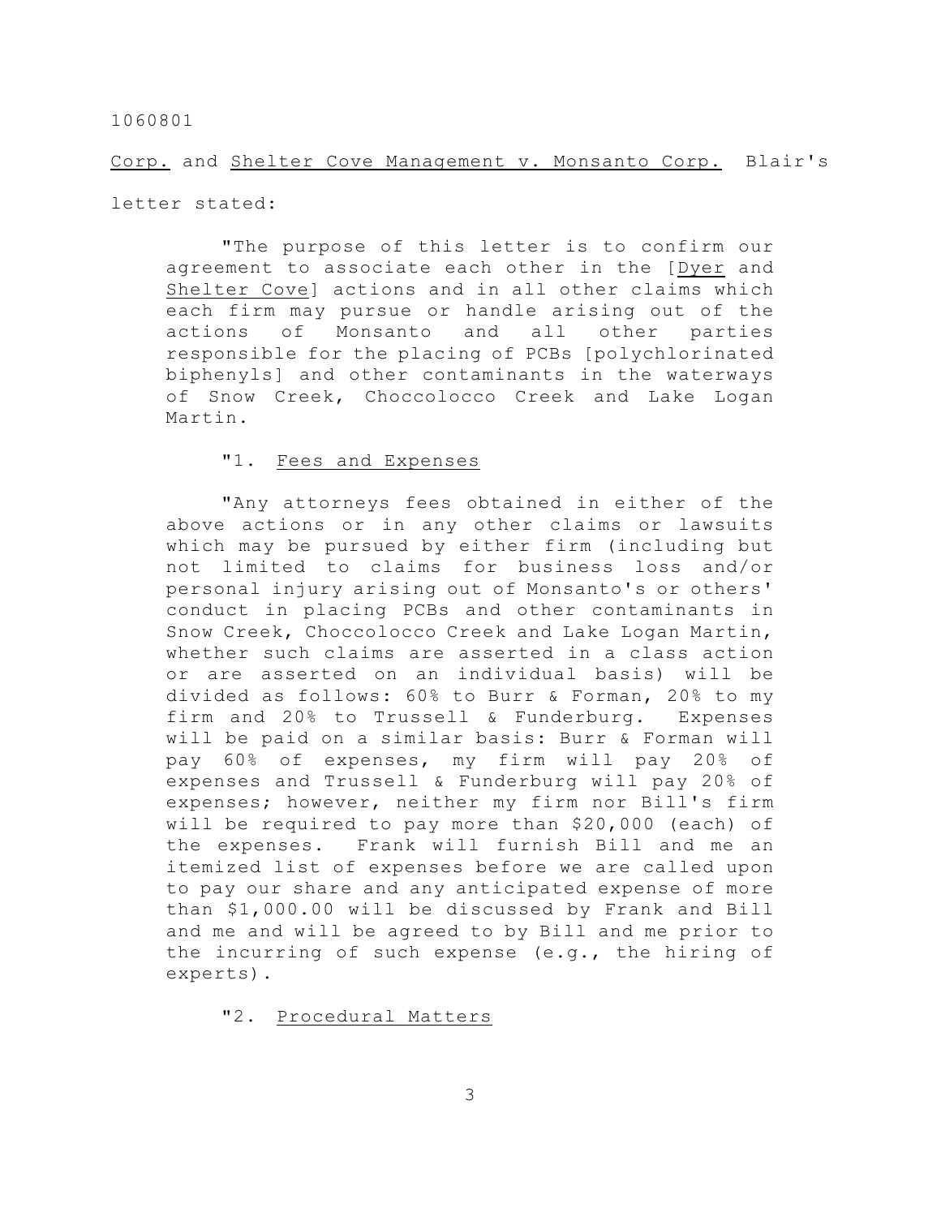Corp. and Shelter Cove Management v. Monsanto Corp. Blair's letter stated:

> "The purpose of this letter is to confirm our agreement to associate each other in the [Dyer and Shelter Cove] actions and in all other claims which each firm may pursue or handle arising out of the actions of Monsanto and all other parties responsible for the placing of PCBs [polychlorinated biphenyls] and other contaminants in the waterways of Snow Creek, Choccolocco Creek and Lake Logan Martin.
>
> "1. Fees and Expenses
>
> "Any attorneys fees obtained in either of the above actions or in any other claims or lawsuits which may be pursued by either firm (including but not limited to claims for business loss and/or personal injury arising out of Monsanto's or others' conduct in placing PCBs and other contaminants in Snow Creek, Choccolocco Creek and Lake Logan Martin, whether such claims are asserted in a class action or are asserted on an individual basis) will be divided as follows: 60% to Burr & Forman, 20% to my firm and 20% to Trussell & Funderburg. Expenses will be paid on a similar basis: Burr & Forman will pay 60% of expenses, my firm will pay 20% of expenses and Trussell & Funderburg will pay 20% of expenses; however, neither my firm nor Bill's firm will be required to pay more than $20,000 (each) of the expenses. Frank will furnish Bill and me an itemized list of expenses before we are called upon to pay our share and any anticipated expense of more than $1,000.00 will be discussed by Frank and Bill and me and will be agreed to by Bill and me prior to the incurring of such expense (e.g., the hiring of experts).
>
> "2. Procedural Matters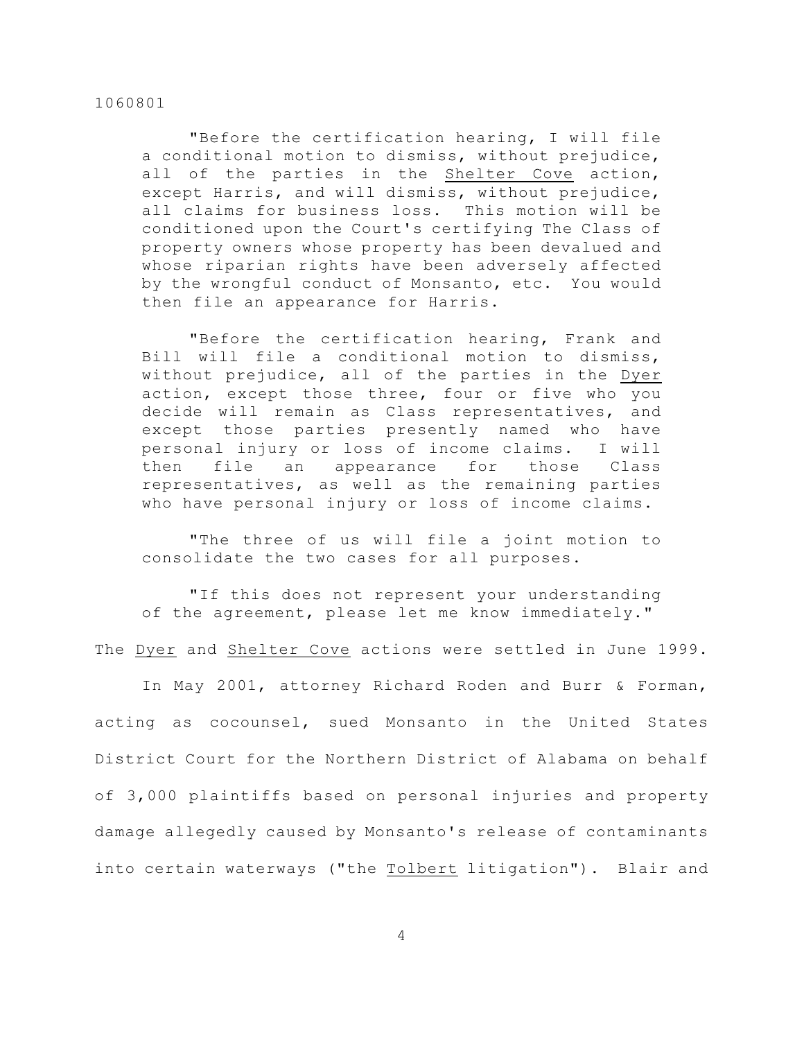"Before the certification hearing, I will file a conditional motion to dismiss, without prejudice, all of the parties in the Shelter Cove action, except Harris, and will dismiss, without prejudice, all claims for business loss. This motion will be conditioned upon the Court's certifying The Class of property owners whose property has been devalued and whose riparian rights have been adversely affected by the wrongful conduct of Monsanto, etc. You would then file an appearance for Harris.

"Before the certification hearing, Frank and Bill will file a conditional motion to dismiss, without prejudice, all of the parties in the Dyer action, except those three, four or five who you decide will remain as Class representatives, and except those parties presently named who have personal injury or loss of income claims. I will then file an appearance for those Class representatives, as well as the remaining parties who have personal injury or loss of income claims.

"The three of us will file a joint motion to consolidate the two cases for all purposes.

"If this does not represent your understanding of the agreement, please let me know immediately."

The Dyer and Shelter Cove actions were settled in June 1999.

In May 2001, attorney Richard Roden and Burr & Forman, acting as cocounsel, sued Monsanto in the United States District Court for the Northern District of Alabama on behalf of 3,000 plaintiffs based on personal injuries and property damage allegedly caused by Monsanto's release of contaminants into certain waterways ("the Tolbert litigation"). Blair and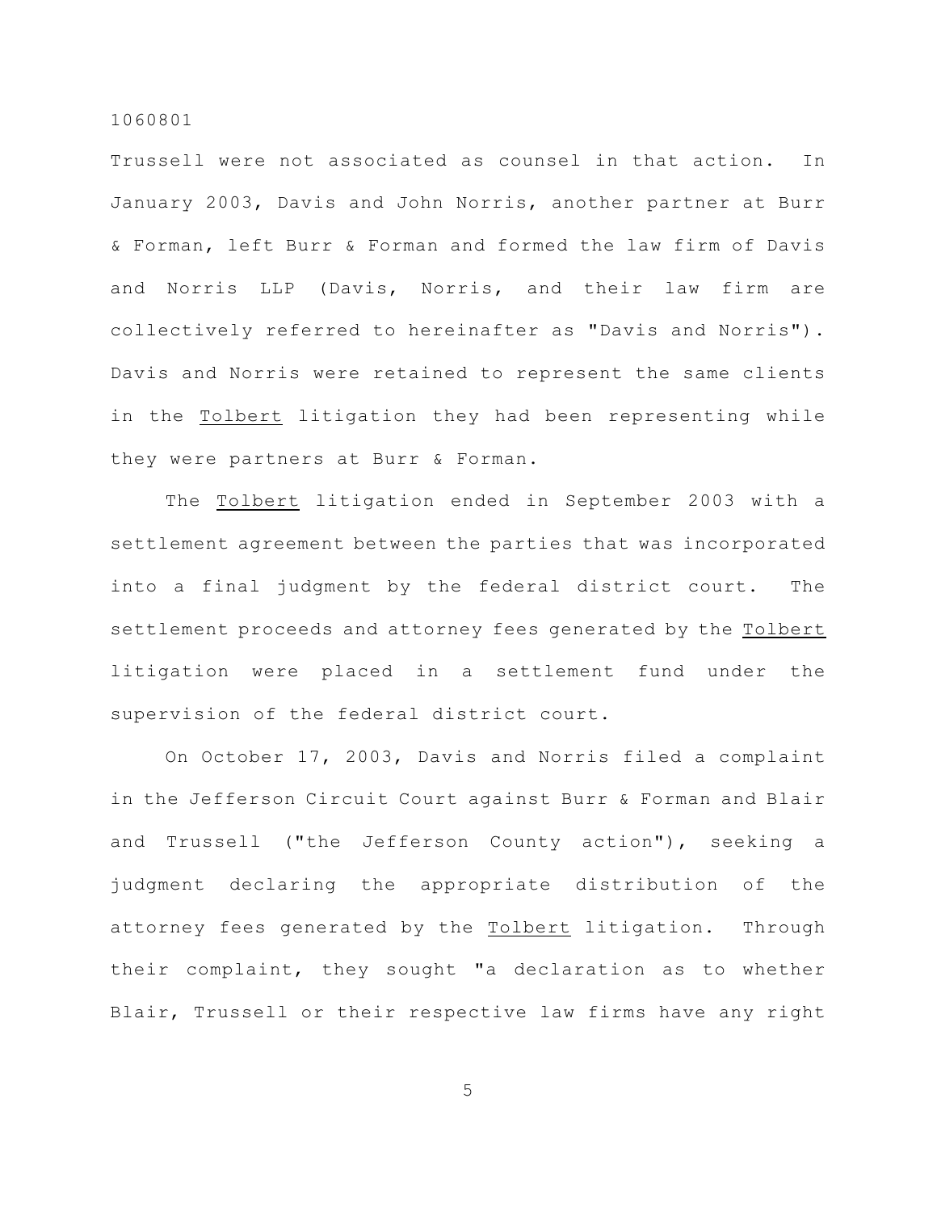Trussell were not associated as counsel in that action. In January 2003, Davis and John Norris, another partner at Burr & Forman, left Burr & Forman and formed the law firm of Davis and Norris LLP (Davis, Norris, and their law firm are collectively referred to hereinafter as "Davis and Norris"). Davis and Norris were retained to represent the same clients in the Tolbert litigation they had been representing while they were partners at Burr & Forman.

The Tolbert litigation ended in September 2003 with a settlement agreement between the parties that was incorporated into a final judgment by the federal district court. The settlement proceeds and attorney fees generated by the Tolbert litigation were placed in a settlement fund under the supervision of the federal district court.

On October 17, 2003, Davis and Norris filed a complaint in the Jefferson Circuit Court against Burr & Forman and Blair and Trussell ("the Jefferson County action"), seeking a judgment declaring the appropriate distribution of the attorney fees generated by the Tolbert litigation. Through their complaint, they sought "a declaration as to whether Blair, Trussell or their respective law firms have any right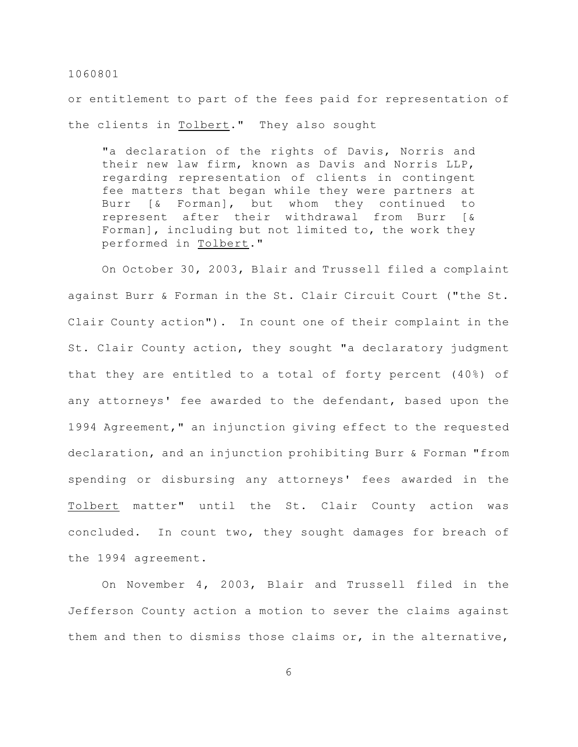or entitlement to part of the fees paid for representation of the clients in _Tolbert_." They also sought

> "a declaration of the rights of Davis, Norris and their new law firm, known as Davis and Norris LLP, regarding representation of clients in contingent fee matters that began while they were partners at Burr [& Forman], but whom they continued to represent after their withdrawal from Burr [& Forman], including but not limited to, the work they performed in _Tolbert_."

On October 30, 2003, Blair and Trussell filed a complaint against Burr & Forman in the St. Clair Circuit Court ("the St. Clair County action"). In count one of their complaint in the St. Clair County action, they sought "a declaratory judgment that they are entitled to a total of forty percent (40%) of any attorneys' fee awarded to the defendant, based upon the 1994 Agreement," an injunction giving effect to the requested declaration, and an injunction prohibiting Burr & Forman "from spending or disbursing any attorneys' fees awarded in the _Tolbert_ matter" until the St. Clair County action was concluded. In count two, they sought damages for breach of the 1994 agreement.

On November 4, 2003, Blair and Trussell filed in the Jefferson County action a motion to sever the claims against them and then to dismiss those claims or, in the alternative,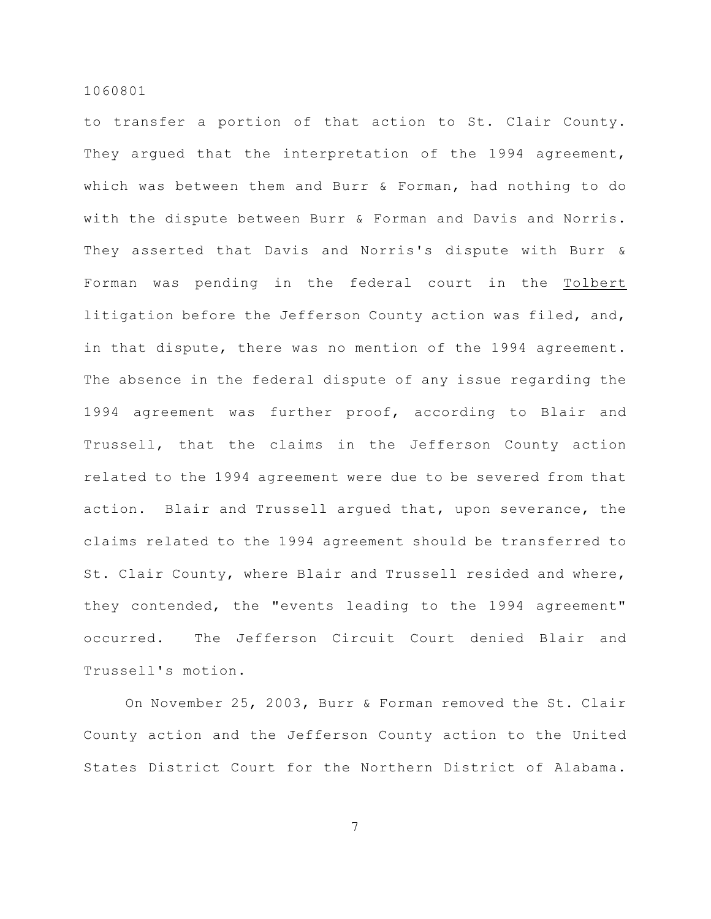to transfer a portion of that action to St. Clair County. They argued that the interpretation of the 1994 agreement, which was between them and Burr & Forman, had nothing to do with the dispute between Burr & Forman and Davis and Norris. They asserted that Davis and Norris's dispute with Burr & Forman was pending in the federal court in the Tolbert litigation before the Jefferson County action was filed, and, in that dispute, there was no mention of the 1994 agreement. The absence in the federal dispute of any issue regarding the 1994 agreement was further proof, according to Blair and Trussell, that the claims in the Jefferson County action related to the 1994 agreement were due to be severed from that action. Blair and Trussell argued that, upon severance, the claims related to the 1994 agreement should be transferred to St. Clair County, where Blair and Trussell resided and where, they contended, the "events leading to the 1994 agreement" occurred. The Jefferson Circuit Court denied Blair and Trussell's motion.

On November 25, 2003, Burr & Forman removed the St. Clair County action and the Jefferson County action to the United States District Court for the Northern District of Alabama.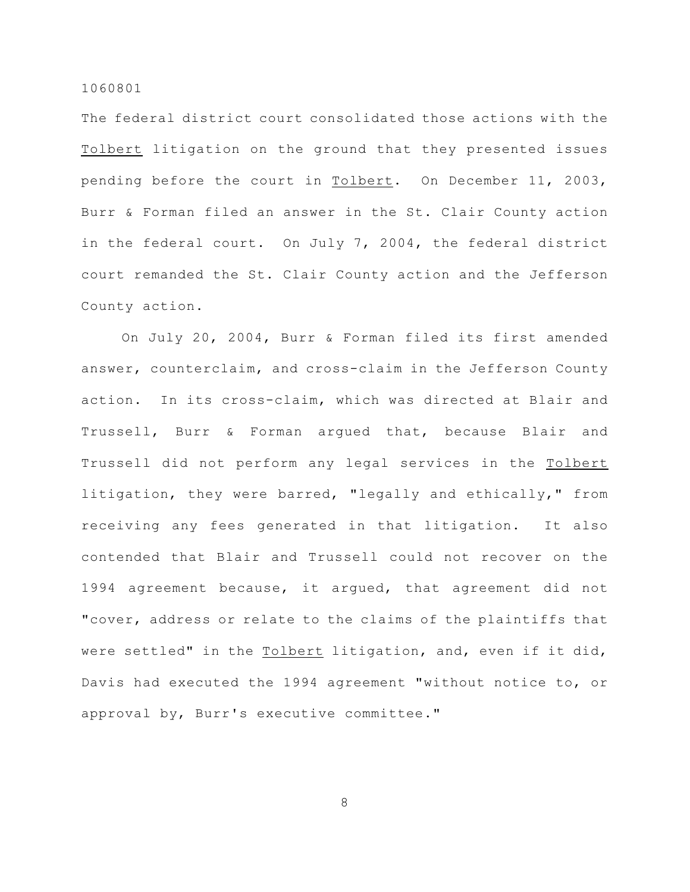The federal district court consolidated those actions with the Tolbert litigation on the ground that they presented issues pending before the court in Tolbert. On December 11, 2003, Burr & Forman filed an answer in the St. Clair County action in the federal court. On July 7, 2004, the federal district court remanded the St. Clair County action and the Jefferson County action.

On July 20, 2004, Burr & Forman filed its first amended answer, counterclaim, and cross-claim in the Jefferson County action. In its cross-claim, which was directed at Blair and Trussell, Burr & Forman argued that, because Blair and Trussell did not perform any legal services in the Tolbert litigation, they were barred, "legally and ethically," from receiving any fees generated in that litigation. It also contended that Blair and Trussell could not recover on the 1994 agreement because, it argued, that agreement did not "cover, address or relate to the claims of the plaintiffs that were settled" in the Tolbert litigation, and, even if it did, Davis had executed the 1994 agreement "without notice to, or approval by, Burr's executive committee."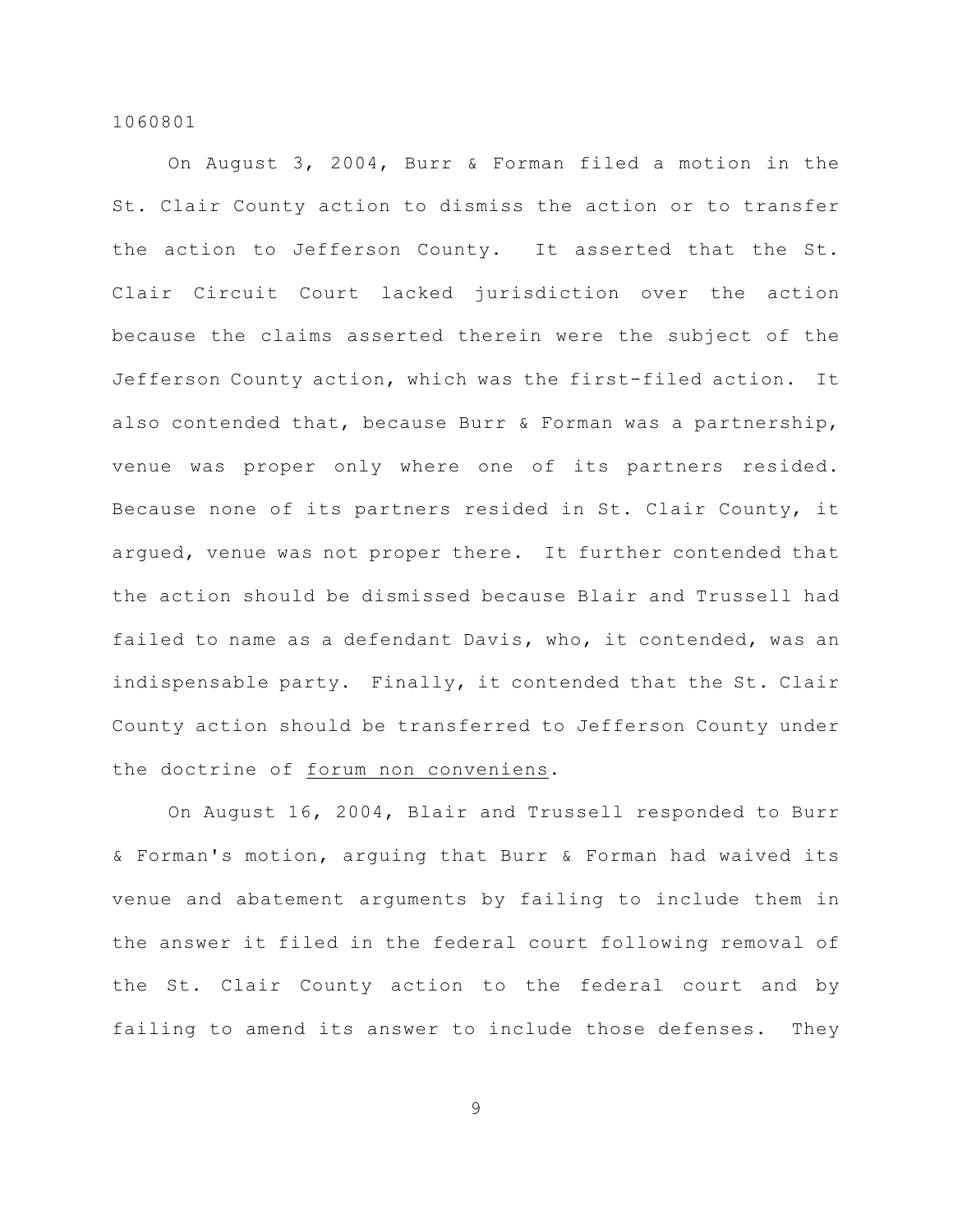On August 3, 2004, Burr & Forman filed a motion in the St. Clair County action to dismiss the action or to transfer the action to Jefferson County. It asserted that the St. Clair Circuit Court lacked jurisdiction over the action because the claims asserted therein were the subject of the Jefferson County action, which was the first-filed action. It also contended that, because Burr & Forman was a partnership, venue was proper only where one of its partners resided. Because none of its partners resided in St. Clair County, it argued, venue was not proper there. It further contended that the action should be dismissed because Blair and Trussell had failed to name as a defendant Davis, who, it contended, was an indispensable party. Finally, it contended that the St. Clair County action should be transferred to Jefferson County under the doctrine of _forum non conveniens_.

On August 16, 2004, Blair and Trussell responded to Burr & Forman's motion, arguing that Burr & Forman had waived its venue and abatement arguments by failing to include them in the answer it filed in the federal court following removal of the St. Clair County action to the federal court and by failing to amend its answer to include those defenses. They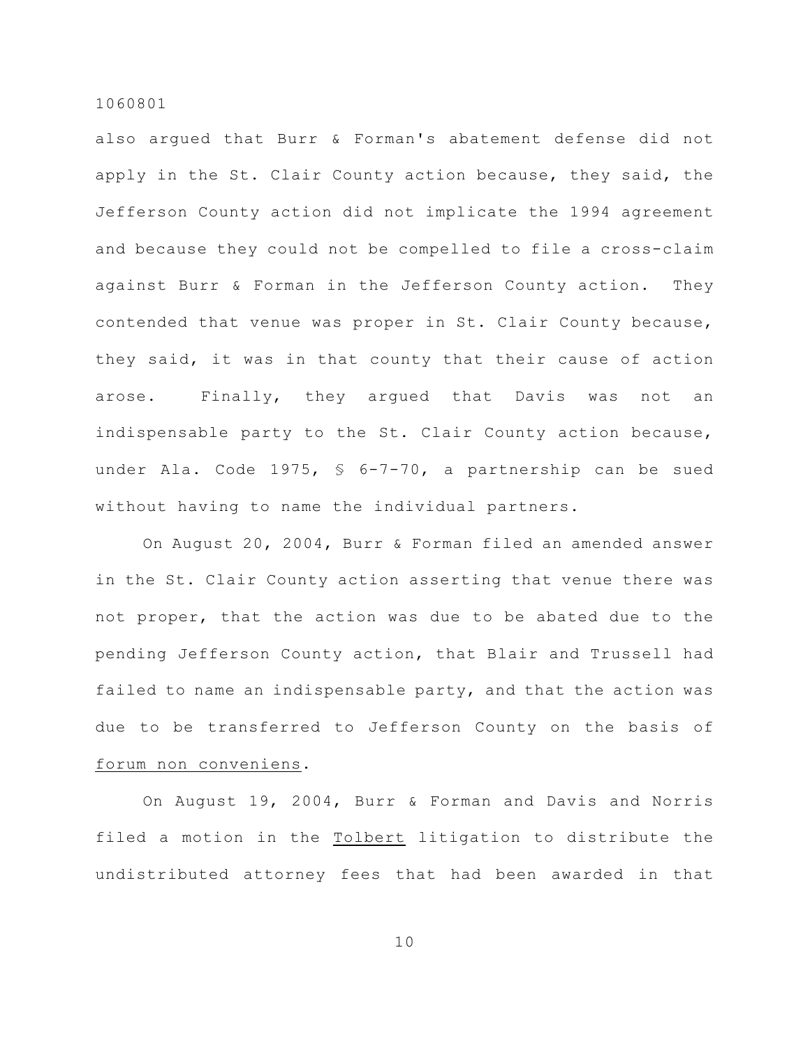also argued that Burr & Forman's abatement defense did not apply in the St. Clair County action because, they said, the Jefferson County action did not implicate the 1994 agreement and because they could not be compelled to file a cross-claim against Burr & Forman in the Jefferson County action. They contended that venue was proper in St. Clair County because, they said, it was in that county that their cause of action arose. Finally, they argued that Davis was not an indispensable party to the St. Clair County action because, under Ala. Code 1975, § 6-7-70, a partnership can be sued without having to name the individual partners.

On August 20, 2004, Burr & Forman filed an amended answer in the St. Clair County action asserting that venue there was not proper, that the action was due to be abated due to the pending Jefferson County action, that Blair and Trussell had failed to name an indispensable party, and that the action was due to be transferred to Jefferson County on the basis of _forum non conveniens_.

On August 19, 2004, Burr & Forman and Davis and Norris filed a motion in the _Tolbert_ litigation to distribute the undistributed attorney fees that had been awarded in that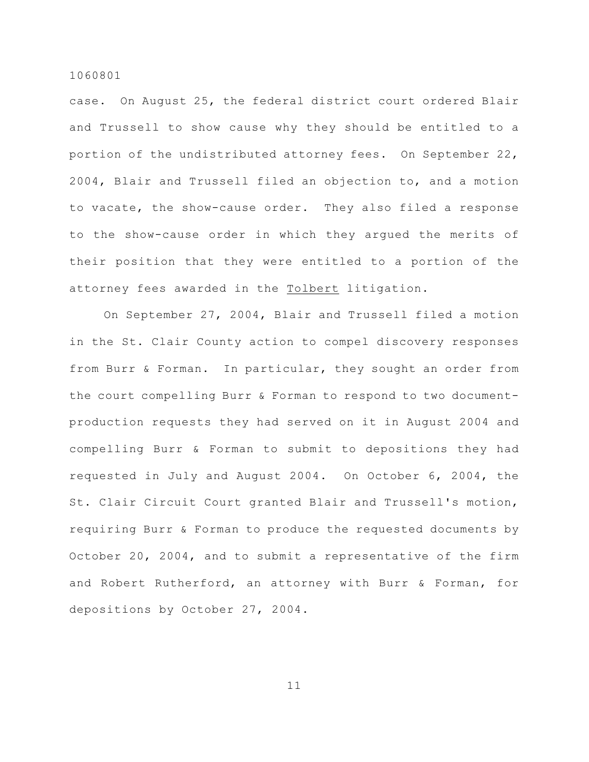case. On August 25, the federal district court ordered Blair and Trussell to show cause why they should be entitled to a portion of the undistributed attorney fees. On September 22, 2004, Blair and Trussell filed an objection to, and a motion to vacate, the show-cause order. They also filed a response to the show-cause order in which they argued the merits of their position that they were entitled to a portion of the attorney fees awarded in the Tolbert litigation.

On September 27, 2004, Blair and Trussell filed a motion in the St. Clair County action to compel discovery responses from Burr & Forman. In particular, they sought an order from the court compelling Burr & Forman to respond to two document-production requests they had served on it in August 2004 and compelling Burr & Forman to submit to depositions they had requested in July and August 2004. On October 6, 2004, the St. Clair Circuit Court granted Blair and Trussell's motion, requiring Burr & Forman to produce the requested documents by October 20, 2004, and to submit a representative of the firm and Robert Rutherford, an attorney with Burr & Forman, for depositions by October 27, 2004.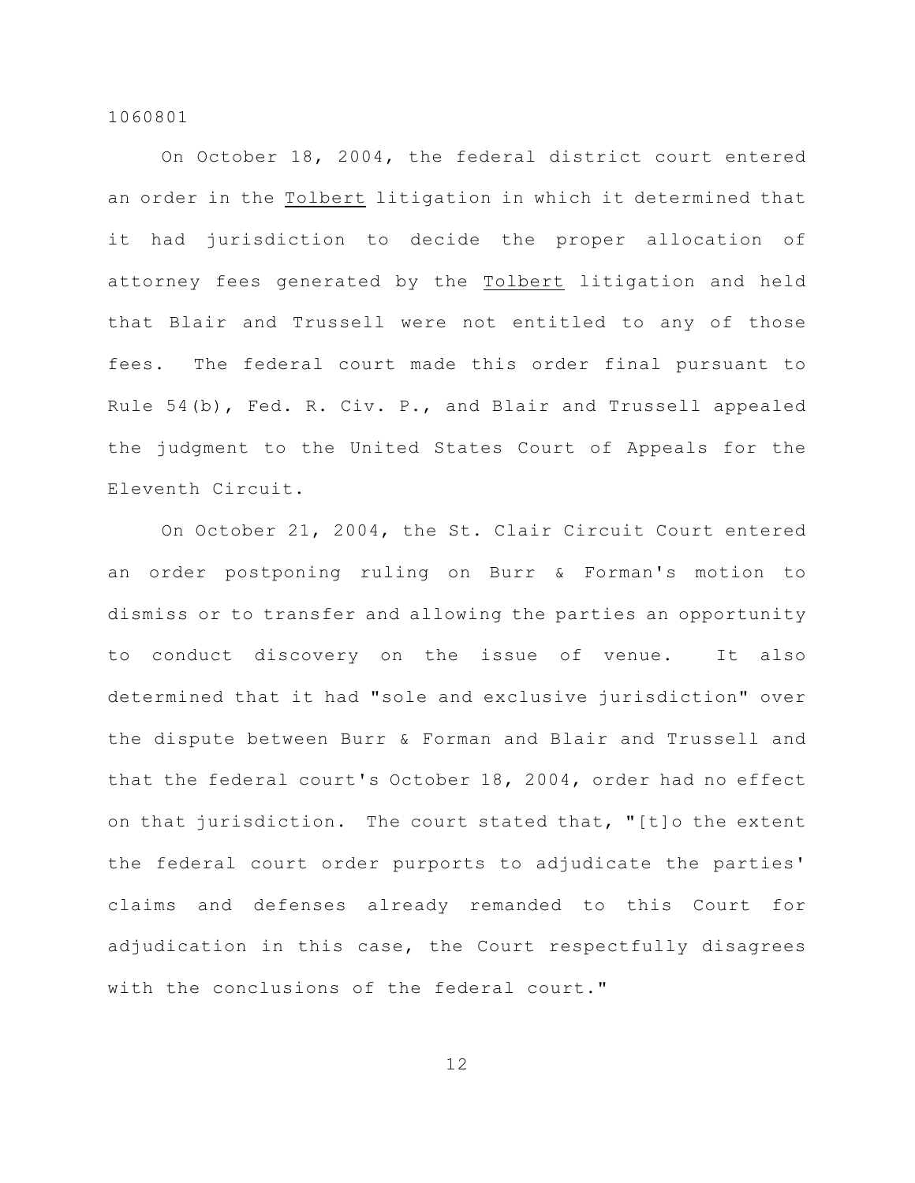On October 18, 2004, the federal district court entered an order in the _Tolbert_ litigation in which it determined that it had jurisdiction to decide the proper allocation of attorney fees generated by the _Tolbert_ litigation and held that Blair and Trussell were not entitled to any of those fees. The federal court made this order final pursuant to Rule 54(b), Fed. R. Civ. P., and Blair and Trussell appealed the judgment to the United States Court of Appeals for the Eleventh Circuit.

On October 21, 2004, the St. Clair Circuit Court entered an order postponing ruling on Burr & Forman's motion to dismiss or to transfer and allowing the parties an opportunity to conduct discovery on the issue of venue. It also determined that it had "sole and exclusive jurisdiction" over the dispute between Burr & Forman and Blair and Trussell and that the federal court's October 18, 2004, order had no effect on that jurisdiction. The court stated that, "[t]o the extent the federal court order purports to adjudicate the parties' claims and defenses already remanded to this Court for adjudication in this case, the Court respectfully disagrees with the conclusions of the federal court."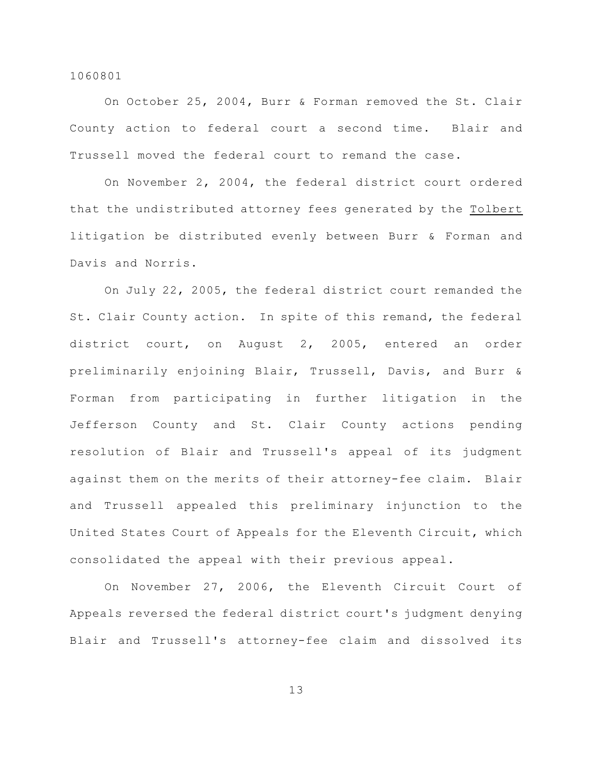On October 25, 2004, Burr & Forman removed the St. Clair County action to federal court a second time. Blair and Trussell moved the federal court to remand the case.

On November 2, 2004, the federal district court ordered that the undistributed attorney fees generated by the Tolbert litigation be distributed evenly between Burr & Forman and Davis and Norris.

On July 22, 2005, the federal district court remanded the St. Clair County action. In spite of this remand, the federal district court, on August 2, 2005, entered an order preliminarily enjoining Blair, Trussell, Davis, and Burr & Forman from participating in further litigation in the Jefferson County and St. Clair County actions pending resolution of Blair and Trussell's appeal of its judgment against them on the merits of their attorney-fee claim. Blair and Trussell appealed this preliminary injunction to the United States Court of Appeals for the Eleventh Circuit, which consolidated the appeal with their previous appeal.

On November 27, 2006, the Eleventh Circuit Court of Appeals reversed the federal district court's judgment denying Blair and Trussell's attorney-fee claim and dissolved its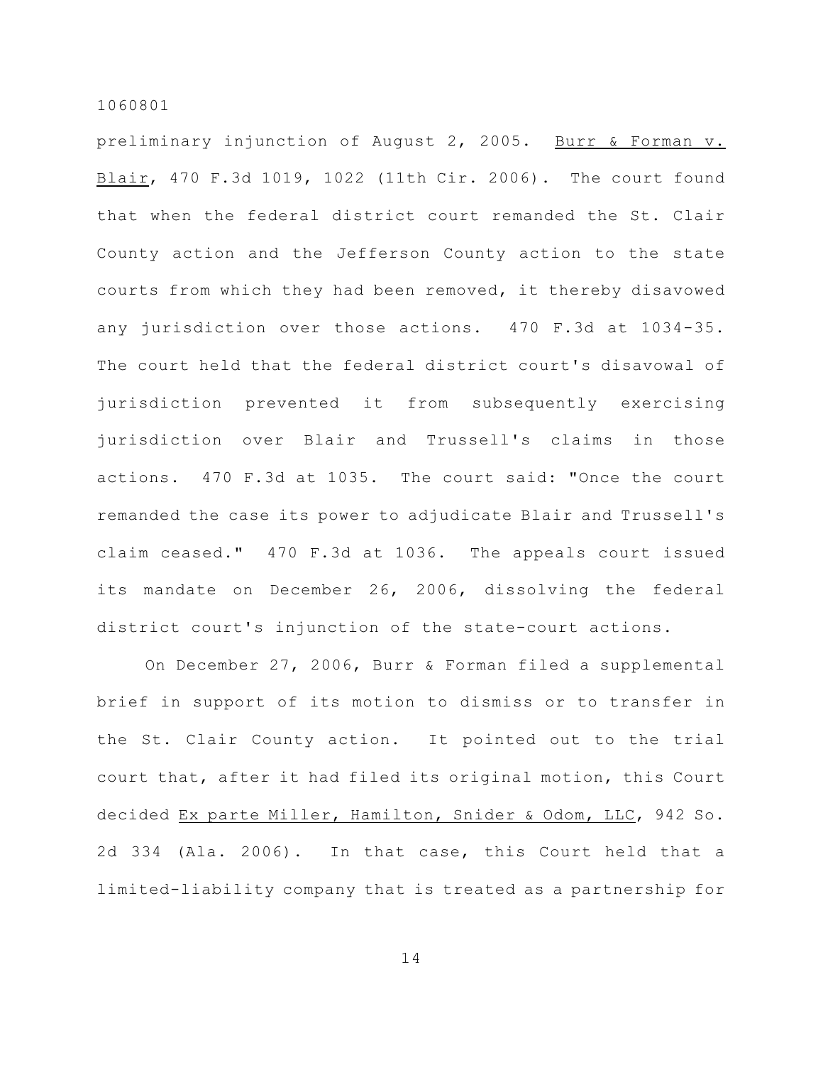preliminary injunction of August 2, 2005. Burr & Forman v. Blair, 470 F.3d 1019, 1022 (11th Cir. 2006). The court found that when the federal district court remanded the St. Clair County action and the Jefferson County action to the state courts from which they had been removed, it thereby disavowed any jurisdiction over those actions. 470 F.3d at 1034-35. The court held that the federal district court's disavowal of jurisdiction prevented it from subsequently exercising jurisdiction over Blair and Trussell's claims in those actions. 470 F.3d at 1035. The court said: "Once the court remanded the case its power to adjudicate Blair and Trussell's claim ceased." 470 F.3d at 1036. The appeals court issued its mandate on December 26, 2006, dissolving the federal district court's injunction of the state-court actions.

On December 27, 2006, Burr & Forman filed a supplemental brief in support of its motion to dismiss or to transfer in the St. Clair County action. It pointed out to the trial court that, after it had filed its original motion, this Court decided Ex parte Miller, Hamilton, Snider & Odom, LLC, 942 So. 2d 334 (Ala. 2006). In that case, this Court held that a limited-liability company that is treated as a partnership for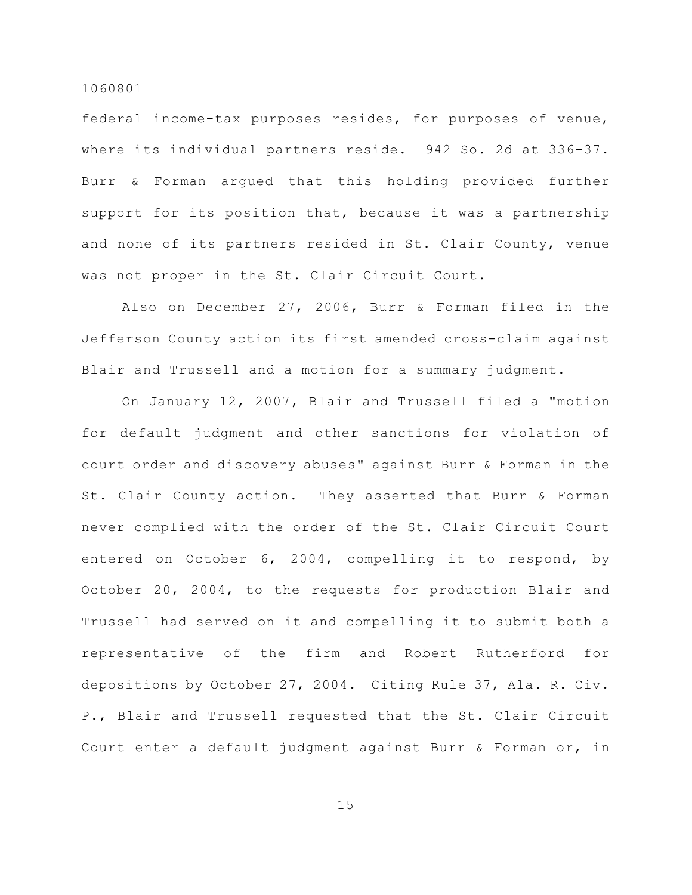federal income-tax purposes resides, for purposes of venue, where its individual partners reside. 942 So. 2d at 336-37. Burr & Forman argued that this holding provided further support for its position that, because it was a partnership and none of its partners resided in St. Clair County, venue was not proper in the St. Clair Circuit Court.

Also on December 27, 2006, Burr & Forman filed in the Jefferson County action its first amended cross-claim against Blair and Trussell and a motion for a summary judgment.

On January 12, 2007, Blair and Trussell filed a "motion for default judgment and other sanctions for violation of court order and discovery abuses" against Burr & Forman in the St. Clair County action. They asserted that Burr & Forman never complied with the order of the St. Clair Circuit Court entered on October 6, 2004, compelling it to respond, by October 20, 2004, to the requests for production Blair and Trussell had served on it and compelling it to submit both a representative of the firm and Robert Rutherford for depositions by October 27, 2004. Citing Rule 37, Ala. R. Civ. P., Blair and Trussell requested that the St. Clair Circuit Court enter a default judgment against Burr & Forman or, in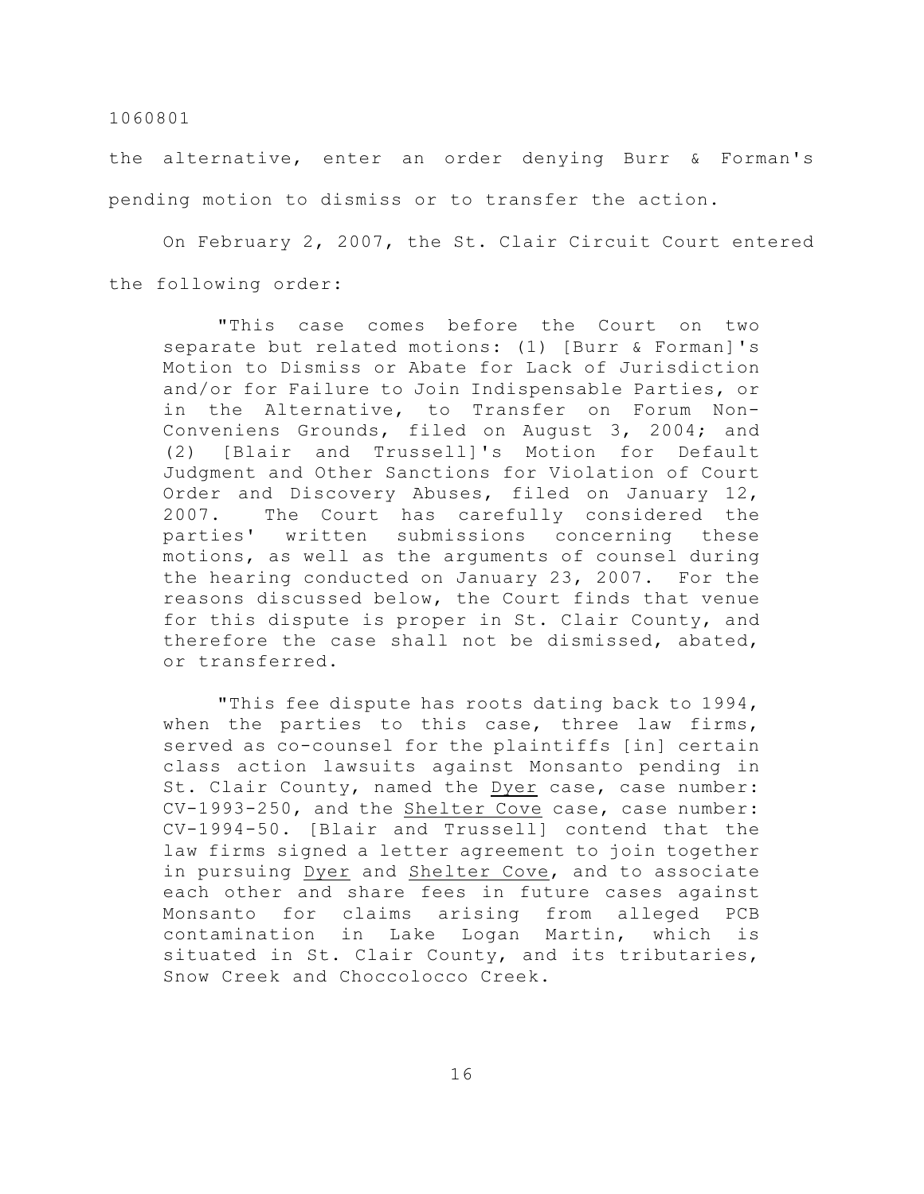the alternative, enter an order denying Burr & Forman's pending motion to dismiss or to transfer the action.

On February 2, 2007, the St. Clair Circuit Court entered the following order:

> "This case comes before the Court on two separate but related motions: (1) [Burr & Forman]'s Motion to Dismiss or Abate for Lack of Jurisdiction and/or for Failure to Join Indispensable Parties, or in the Alternative, to Transfer on Forum Non-Conveniens Grounds, filed on August 3, 2004; and (2) [Blair and Trussell]'s Motion for Default Judgment and Other Sanctions for Violation of Court Order and Discovery Abuses, filed on January 12, 2007. The Court has carefully considered the parties' written submissions concerning these motions, as well as the arguments of counsel during the hearing conducted on January 23, 2007. For the reasons discussed below, the Court finds that venue for this dispute is proper in St. Clair County, and therefore the case shall not be dismissed, abated, or transferred.
>
> "This fee dispute has roots dating back to 1994, when the parties to this case, three law firms, served as co-counsel for the plaintiffs [in] certain class action lawsuits against Monsanto pending in St. Clair County, named the Dyer case, case number: CV-1993-250, and the Shelter Cove case, case number: CV-1994-50. [Blair and Trussell] contend that the law firms signed a letter agreement to join together in pursuing Dyer and Shelter Cove, and to associate each other and share fees in future cases against Monsanto for claims arising from alleged PCB contamination in Lake Logan Martin, which is situated in St. Clair County, and its tributaries, Snow Creek and Choccolocco Creek.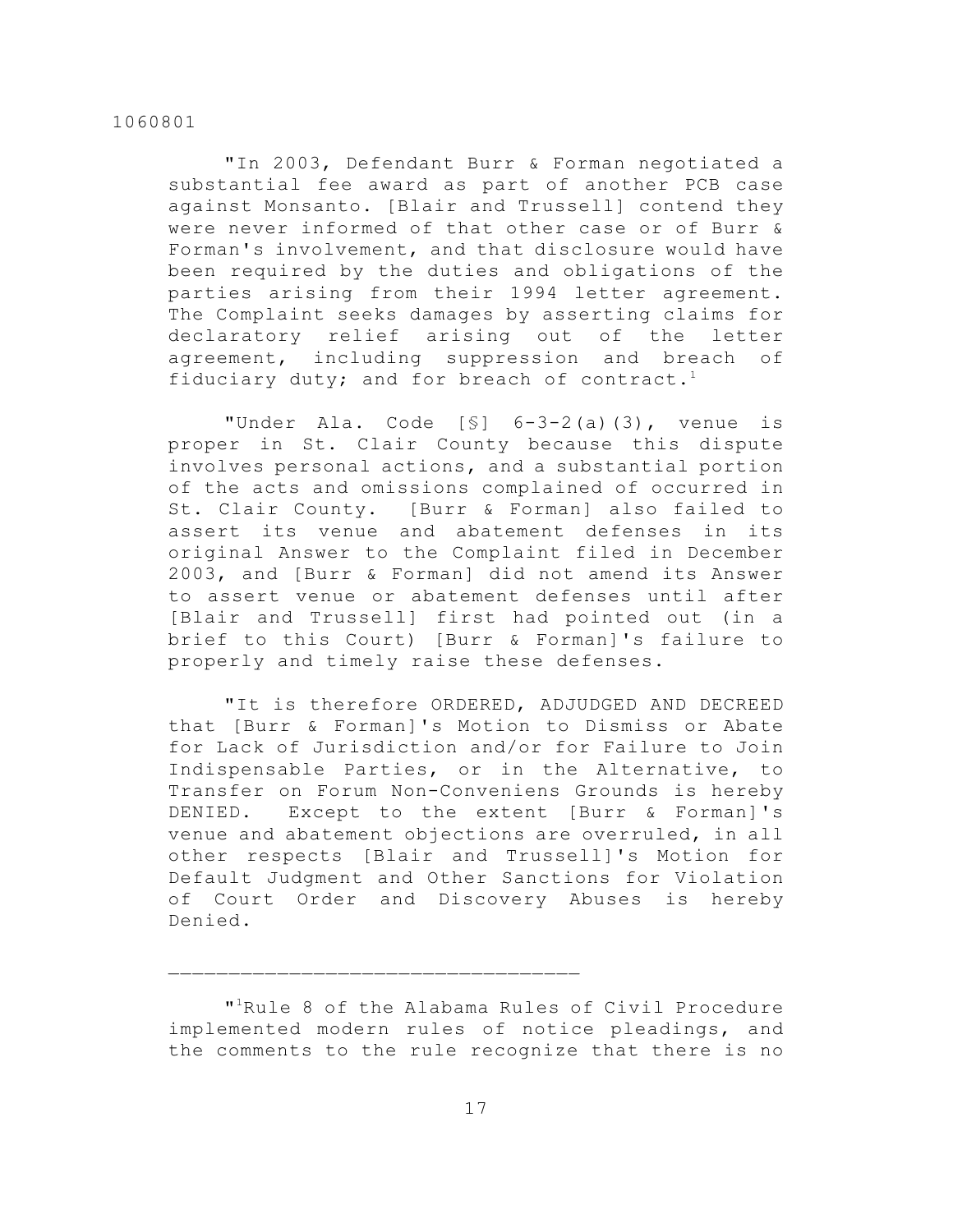"In 2003, Defendant Burr & Forman negotiated a substantial fee award as part of another PCB case against Monsanto. [Blair and Trussell] contend they were never informed of that other case or of Burr & Forman's involvement, and that disclosure would have been required by the duties and obligations of the parties arising from their 1994 letter agreement. The Complaint seeks damages by asserting claims for declaratory relief arising out of the letter agreement, including suppression and breach of fiduciary duty; and for breach of contract.[1]

"Under Ala. Code [§] 6-3-2(a)(3), venue is proper in St. Clair County because this dispute involves personal actions, and a substantial portion of the acts and omissions complained of occurred in St. Clair County. [Burr & Forman] also failed to assert its venue and abatement defenses in its original Answer to the Complaint filed in December 2003, and [Burr & Forman] did not amend its Answer to assert venue or abatement defenses until after [Blair and Trussell] first had pointed out (in a brief to this Court) [Burr & Forman]'s failure to properly and timely raise these defenses.

"It is therefore ORDERED, ADJUDGED AND DECREED that [Burr & Forman]'s Motion to Dismiss or Abate for Lack of Jurisdiction and/or for Failure to Join Indispensable Parties, or in the Alternative, to Transfer on Forum Non-Conveniens Grounds is hereby DENIED. Except to the extent [Burr & Forman]'s venue and abatement objections are overruled, in all other respects [Blair and Trussell]'s Motion for Default Judgment and Other Sanctions for Violation of Court Order and Discovery Abuses is hereby Denied.

---

"[1]Rule 8 of the Alabama Rules of Civil Procedure implemented modern rules of notice pleadings, and the comments to the rule recognize that there is no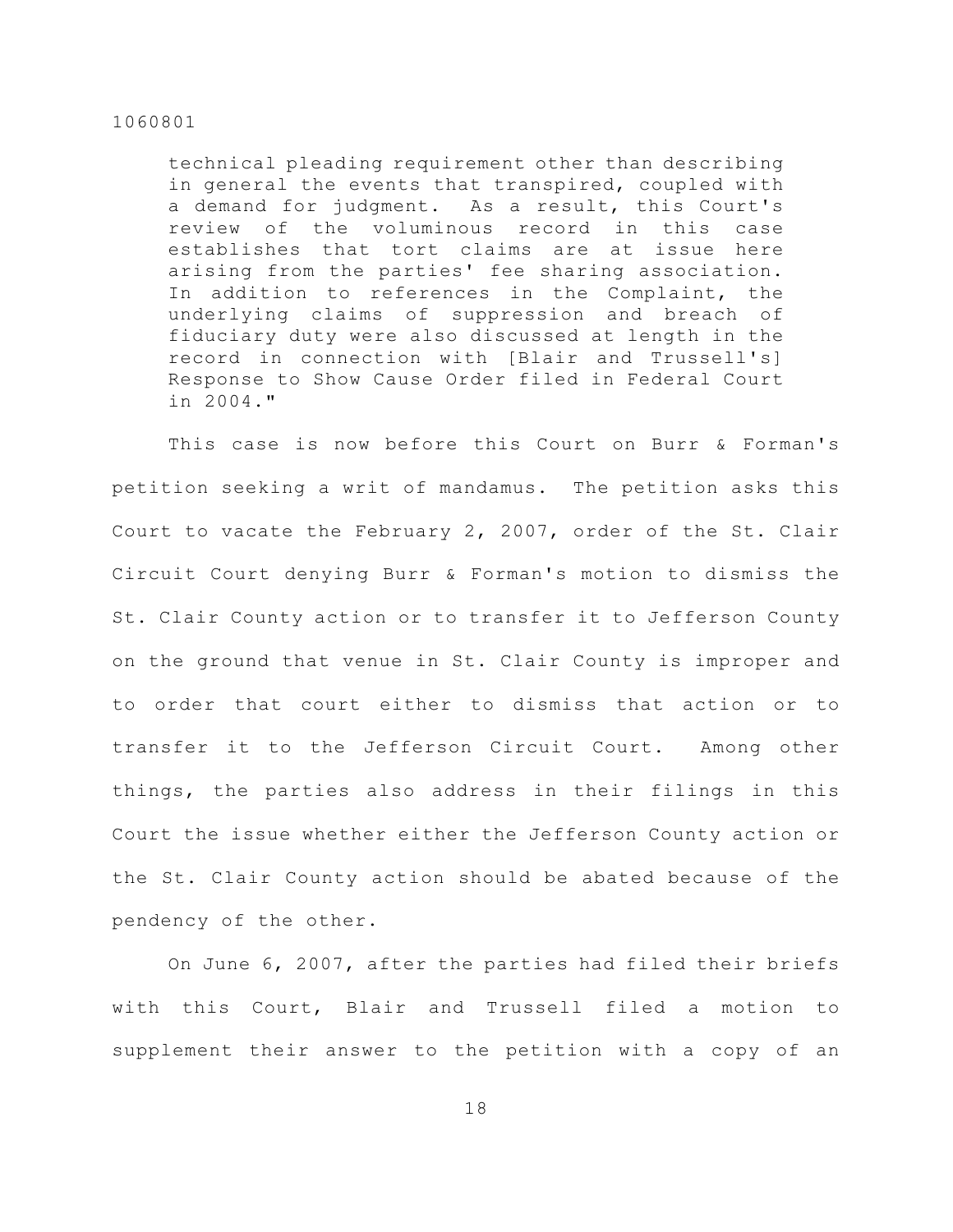> technical pleading requirement other than describing in general the events that transpired, coupled with a demand for judgment. As a result, this Court's review of the voluminous record in this case establishes that tort claims are at issue here arising from the parties' fee sharing association. In addition to references in the Complaint, the underlying claims of suppression and breach of fiduciary duty were also discussed at length in the record in connection with [Blair and Trussell's] Response to Show Cause Order filed in Federal Court in 2004."

This case is now before this Court on Burr & Forman's petition seeking a writ of mandamus. The petition asks this Court to vacate the February 2, 2007, order of the St. Clair Circuit Court denying Burr & Forman's motion to dismiss the St. Clair County action or to transfer it to Jefferson County on the ground that venue in St. Clair County is improper and to order that court either to dismiss that action or to transfer it to the Jefferson Circuit Court. Among other things, the parties also address in their filings in this Court the issue whether either the Jefferson County action or the St. Clair County action should be abated because of the pendency of the other.

On June 6, 2007, after the parties had filed their briefs with this Court, Blair and Trussell filed a motion to supplement their answer to the petition with a copy of an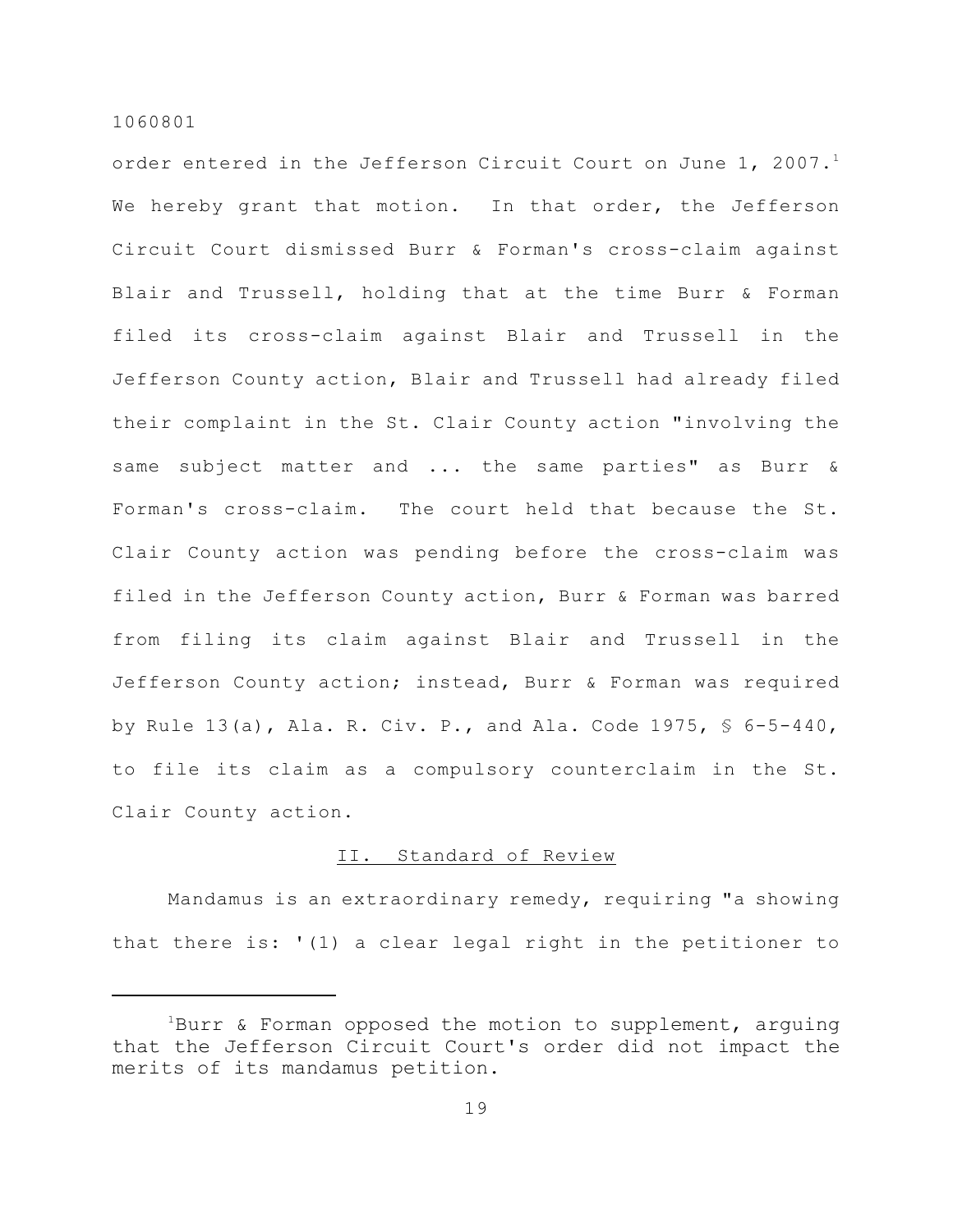order entered in the Jefferson Circuit Court on June 1, 2007.[1] We hereby grant that motion. In that order, the Jefferson Circuit Court dismissed Burr & Forman's cross-claim against Blair and Trussell, holding that at the time Burr & Forman filed its cross-claim against Blair and Trussell in the Jefferson County action, Blair and Trussell had already filed their complaint in the St. Clair County action "involving the same subject matter and ... the same parties" as Burr & Forman's cross-claim. The court held that because the St. Clair County action was pending before the cross-claim was filed in the Jefferson County action, Burr & Forman was barred from filing its claim against Blair and Trussell in the Jefferson County action; instead, Burr & Forman was required by Rule 13(a), Ala. R. Civ. P., and Ala. Code 1975, § 6-5-440, to file its claim as a compulsory counterclaim in the St. Clair County action.

## II. Standard of Review

Mandamus is an extraordinary remedy, requiring "a showing that there is: '(1) a clear legal right in the petitioner to

[1] Burr & Forman opposed the motion to supplement, arguing that the Jefferson Circuit Court's order did not impact the merits of its mandamus petition.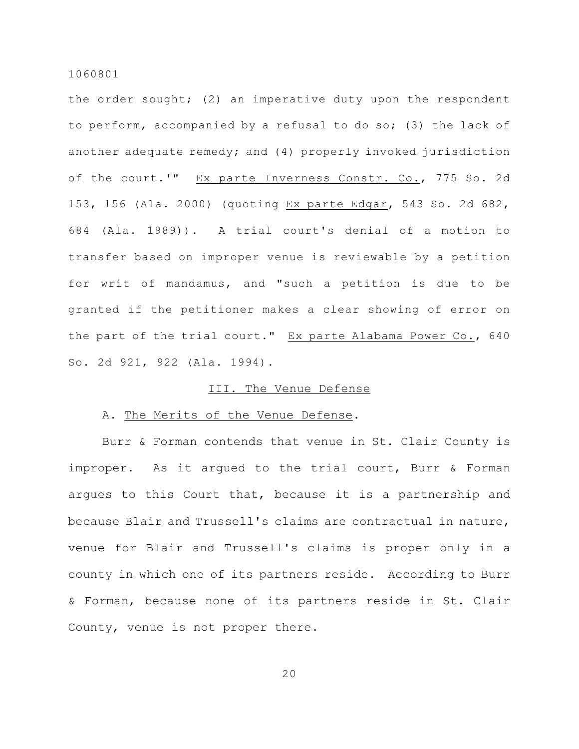the order sought; (2) an imperative duty upon the respondent to perform, accompanied by a refusal to do so; (3) the lack of another adequate remedy; and (4) properly invoked jurisdiction of the court.'" Ex parte Inverness Constr. Co., 775 So. 2d 153, 156 (Ala. 2000) (quoting Ex parte Edgar, 543 So. 2d 682, 684 (Ala. 1989)). A trial court's denial of a motion to transfer based on improper venue is reviewable by a petition for writ of mandamus, and "such a petition is due to be granted if the petitioner makes a clear showing of error on the part of the trial court." Ex parte Alabama Power Co., 640 So. 2d 921, 922 (Ala. 1994).

## III. The Venue Defense

### A. The Merits of the Venue Defense.

Burr & Forman contends that venue in St. Clair County is improper. As it argued to the trial court, Burr & Forman argues to this Court that, because it is a partnership and because Blair and Trussell's claims are contractual in nature, venue for Blair and Trussell's claims is proper only in a county in which one of its partners reside. According to Burr & Forman, because none of its partners reside in St. Clair County, venue is not proper there.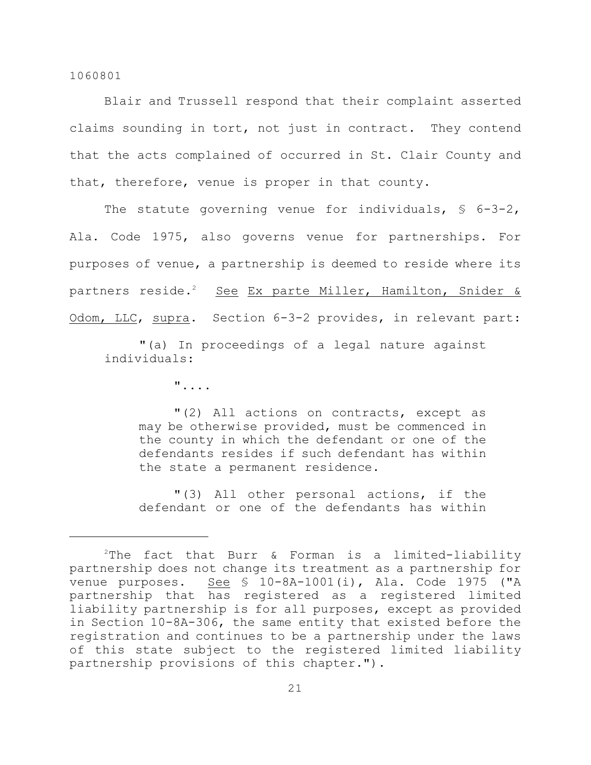Blair and Trussell respond that their complaint asserted claims sounding in tort, not just in contract. They contend that the acts complained of occurred in St. Clair County and that, therefore, venue is proper in that county.

The statute governing venue for individuals, § 6-3-2, Ala. Code 1975, also governs venue for partnerships. For purposes of venue, a partnership is deemed to reside where its partners reside.[2] See Ex parte Miller, Hamilton, Snider & Odom, LLC, supra. Section 6-3-2 provides, in relevant part:

> "(a) In proceedings of a legal nature against individuals:
>
> > "....
> >
> > "(2) All actions on contracts, except as may be otherwise provided, must be commenced in the county in which the defendant or one of the defendants resides if such defendant has within the state a permanent residence.
> >
> > "(3) All other personal actions, if the defendant or one of the defendants has within

---

[2]The fact that Burr & Forman is a limited-liability partnership does not change its treatment as a partnership for venue purposes. See § 10-8A-1001(i), Ala. Code 1975 ("A partnership that has registered as a registered limited liability partnership is for all purposes, except as provided in Section 10-8A-306, the same entity that existed before the registration and continues to be a partnership under the laws of this state subject to the registered limited liability partnership provisions of this chapter.").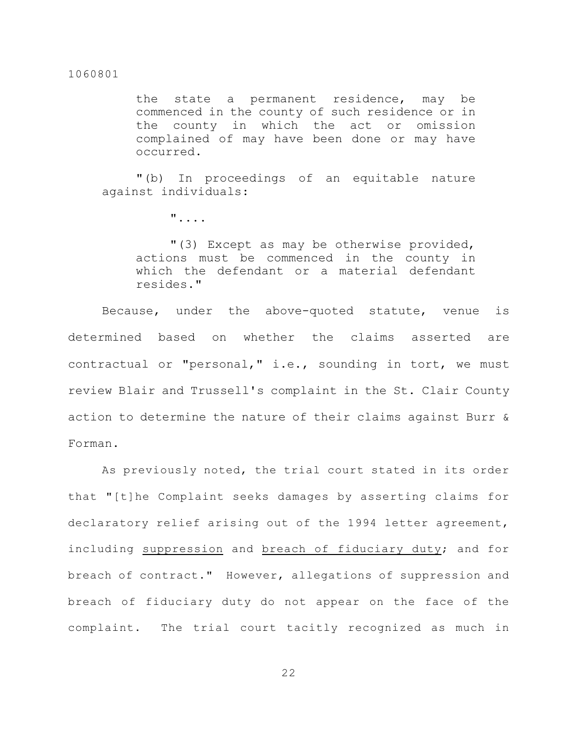the state a permanent residence, may be commenced in the county of such residence or in the county in which the act or omission complained of may have been done or may have occurred.

"(b) In proceedings of an equitable nature against individuals:

"....

"(3) Except as may be otherwise provided, actions must be commenced in the county in which the defendant or a material defendant resides."

Because, under the above-quoted statute, venue is determined based on whether the claims asserted are contractual or "personal," i.e., sounding in tort, we must review Blair and Trussell's complaint in the St. Clair County action to determine the nature of their claims against Burr & Forman.

As previously noted, the trial court stated in its order that "[t]he Complaint seeks damages by asserting claims for declaratory relief arising out of the 1994 letter agreement, including <u>suppression</u> and <u>breach of fiduciary duty</u>; and for breach of contract." However, allegations of suppression and breach of fiduciary duty do not appear on the face of the complaint. The trial court tacitly recognized as much in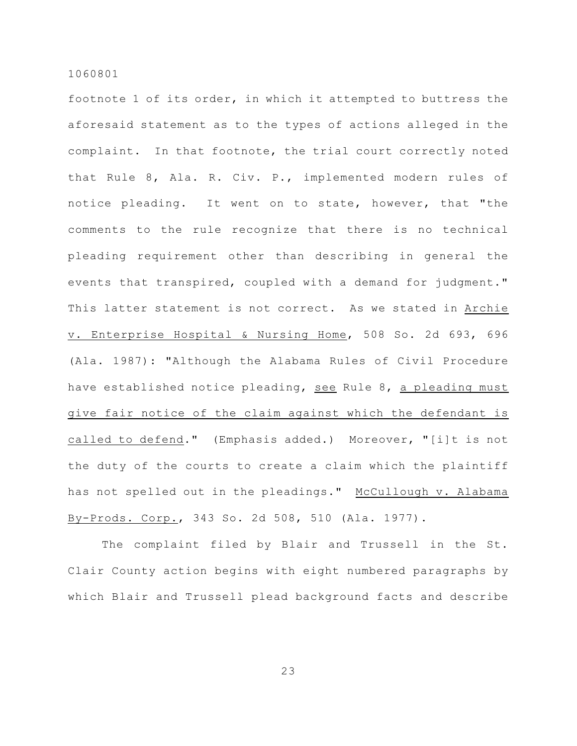footnote 1 of its order, in which it attempted to buttress the aforesaid statement as to the types of actions alleged in the complaint. In that footnote, the trial court correctly noted that Rule 8, Ala. R. Civ. P., implemented modern rules of notice pleading. It went on to state, however, that "the comments to the rule recognize that there is no technical pleading requirement other than describing in general the events that transpired, coupled with a demand for judgment." This latter statement is not correct. As we stated in _Archie v. Enterprise Hospital & Nursing Home_, 508 So. 2d 693, 696 (Ala. 1987): "Although the Alabama Rules of Civil Procedure have established notice pleading, _see_ Rule 8, _a pleading must give fair notice of the claim against which the defendant is called to defend_." (Emphasis added.) Moreover, "[i]t is not the duty of the courts to create a claim which the plaintiff has not spelled out in the pleadings." _McCullough v. Alabama By-Prods. Corp._, 343 So. 2d 508, 510 (Ala. 1977).

The complaint filed by Blair and Trussell in the St. Clair County action begins with eight numbered paragraphs by which Blair and Trussell plead background facts and describe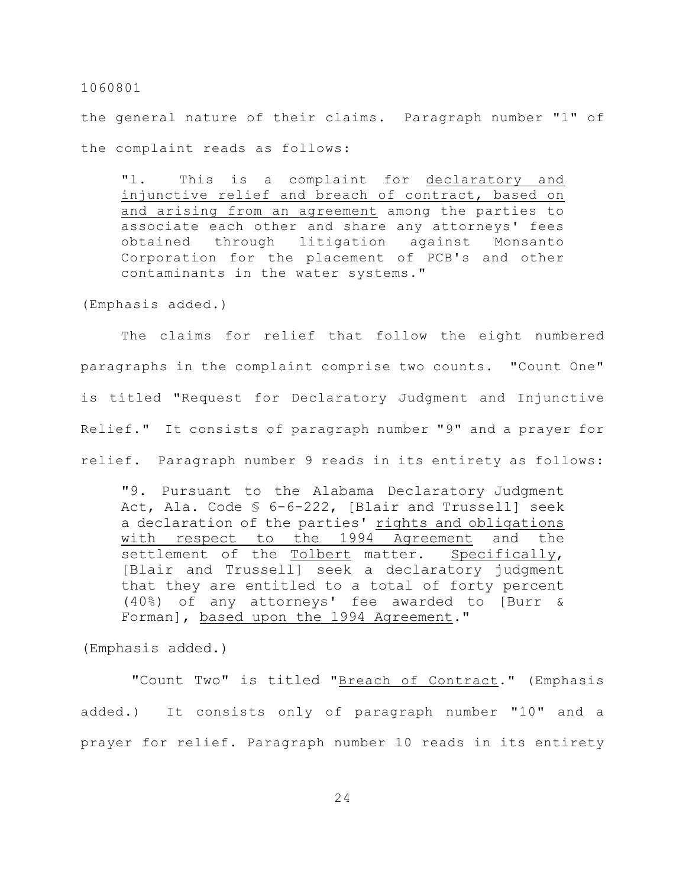the general nature of their claims. Paragraph number "1" of the complaint reads as follows:

> "1. This is a complaint for <u>declaratory and injunctive relief and breach of contract, based on and arising from an agreement</u> among the parties to associate each other and share any attorneys' fees obtained through litigation against Monsanto Corporation for the placement of PCB's and other contaminants in the water systems."

(Emphasis added.)

The claims for relief that follow the eight numbered paragraphs in the complaint comprise two counts. "Count One" is titled "Request for Declaratory Judgment and Injunctive Relief." It consists of paragraph number "9" and a prayer for relief. Paragraph number 9 reads in its entirety as follows:

> "9. Pursuant to the Alabama Declaratory Judgment Act, Ala. Code § 6-6-222, [Blair and Trussell] seek a declaration of the parties' <u>rights and obligations with respect to the 1994 Agreement</u> and the settlement of the <u>Tolbert</u> matter. <u>Specifically</u>, [Blair and Trussell] seek a declaratory judgment that they are entitled to a total of forty percent (40%) of any attorneys' fee awarded to [Burr & Forman], <u>based upon the 1994 Agreement</u>."

(Emphasis added.)

"Count Two" is titled "<u>Breach of Contract</u>." (Emphasis added.) It consists only of paragraph number "10" and a prayer for relief. Paragraph number 10 reads in its entirety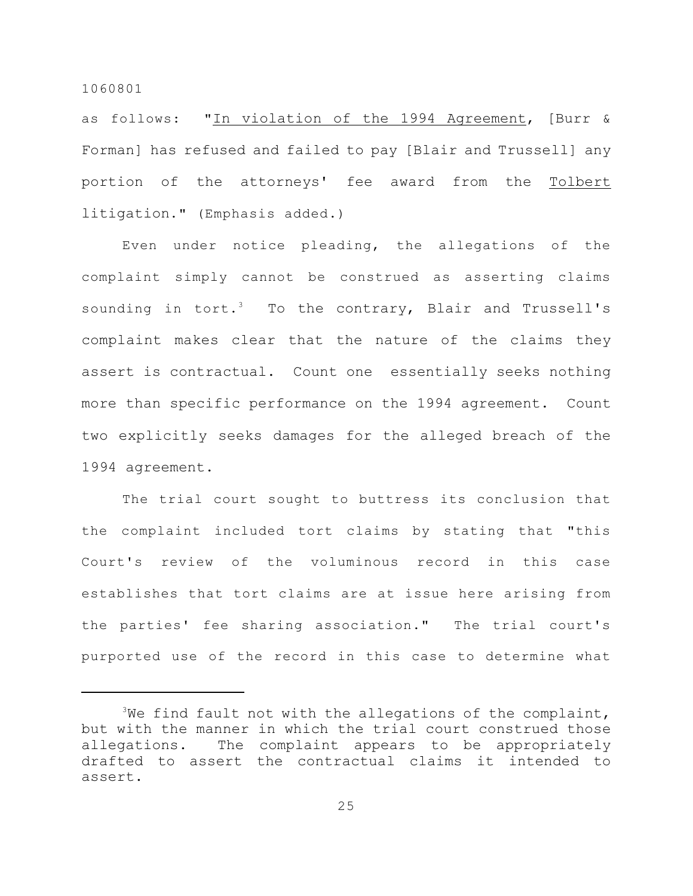as follows: "<u>In violation of the 1994 Agreement</u>, [Burr & Forman] has refused and failed to pay [Blair and Trussell] any portion of the attorneys' fee award from the <u>Tolbert</u> litigation." (Emphasis added.)

Even under notice pleading, the allegations of the complaint simply cannot be construed as asserting claims sounding in tort.[3] To the contrary, Blair and Trussell's complaint makes clear that the nature of the claims they assert is contractual. Count one essentially seeks nothing more than specific performance on the 1994 agreement. Count two explicitly seeks damages for the alleged breach of the 1994 agreement.

The trial court sought to buttress its conclusion that the complaint included tort claims by stating that "this Court's review of the voluminous record in this case establishes that tort claims are at issue here arising from the parties' fee sharing association." The trial court's purported use of the record in this case to determine what

---

[3]We find fault not with the allegations of the complaint, but with the manner in which the trial court construed those allegations. The complaint appears to be appropriately drafted to assert the contractual claims it intended to assert.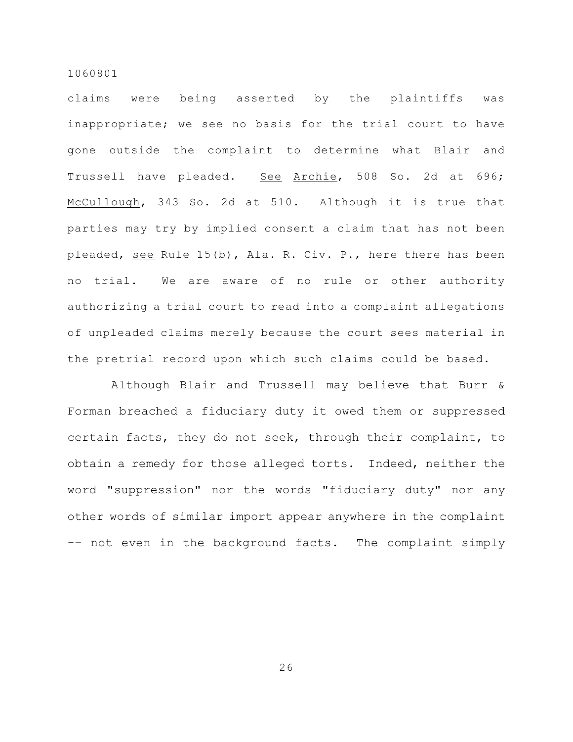claims were being asserted by the plaintiffs was inappropriate; we see no basis for the trial court to have gone outside the complaint to determine what Blair and Trussell have pleaded. _See_ _Archie_, 508 So. 2d at 696; _McCullough_, 343 So. 2d at 510. Although it is true that parties may try by implied consent a claim that has not been pleaded, _see_ Rule 15(b), Ala. R. Civ. P., here there has been no trial. We are aware of no rule or other authority authorizing a trial court to read into a complaint allegations of unpleaded claims merely because the court sees material in the pretrial record upon which such claims could be based.

Although Blair and Trussell may believe that Burr & Forman breached a fiduciary duty it owed them or suppressed certain facts, they do not seek, through their complaint, to obtain a remedy for those alleged torts. Indeed, neither the word "suppression" nor the words "fiduciary duty" nor any other words of similar import appear anywhere in the complaint -- not even in the background facts. The complaint simply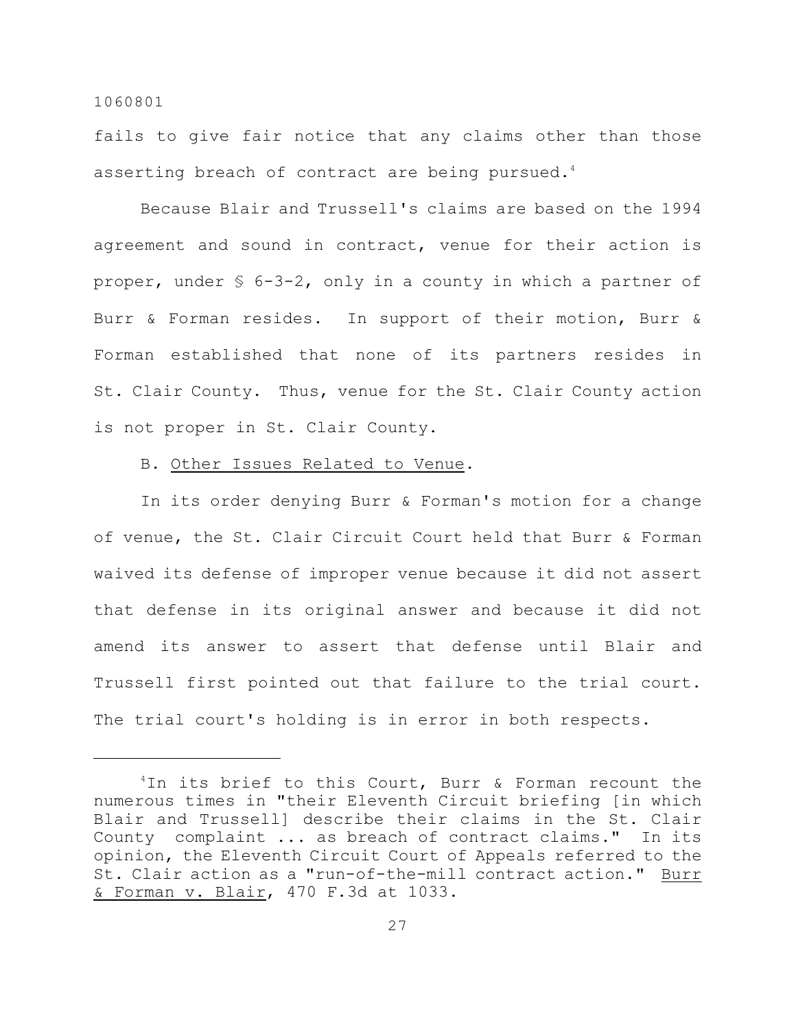fails to give fair notice that any claims other than those asserting breach of contract are being pursued.[4]

Because Blair and Trussell's claims are based on the 1994 agreement and sound in contract, venue for their action is proper, under § 6-3-2, only in a county in which a partner of Burr & Forman resides. In support of their motion, Burr & Forman established that none of its partners resides in St. Clair County. Thus, venue for the St. Clair County action is not proper in St. Clair County.

B. Other Issues Related to Venue.

In its order denying Burr & Forman's motion for a change of venue, the St. Clair Circuit Court held that Burr & Forman waived its defense of improper venue because it did not assert that defense in its original answer and because it did not amend its answer to assert that defense until Blair and Trussell first pointed out that failure to the trial court. The trial court's holding is in error in both respects.

---

[4]In its brief to this Court, Burr & Forman recount the numerous times in "their Eleventh Circuit briefing [in which Blair and Trussell] describe their claims in the St. Clair County complaint ... as breach of contract claims." In its opinion, the Eleventh Circuit Court of Appeals referred to the St. Clair action as a "run-of-the-mill contract action." Burr & Forman v. Blair, 470 F.3d at 1033.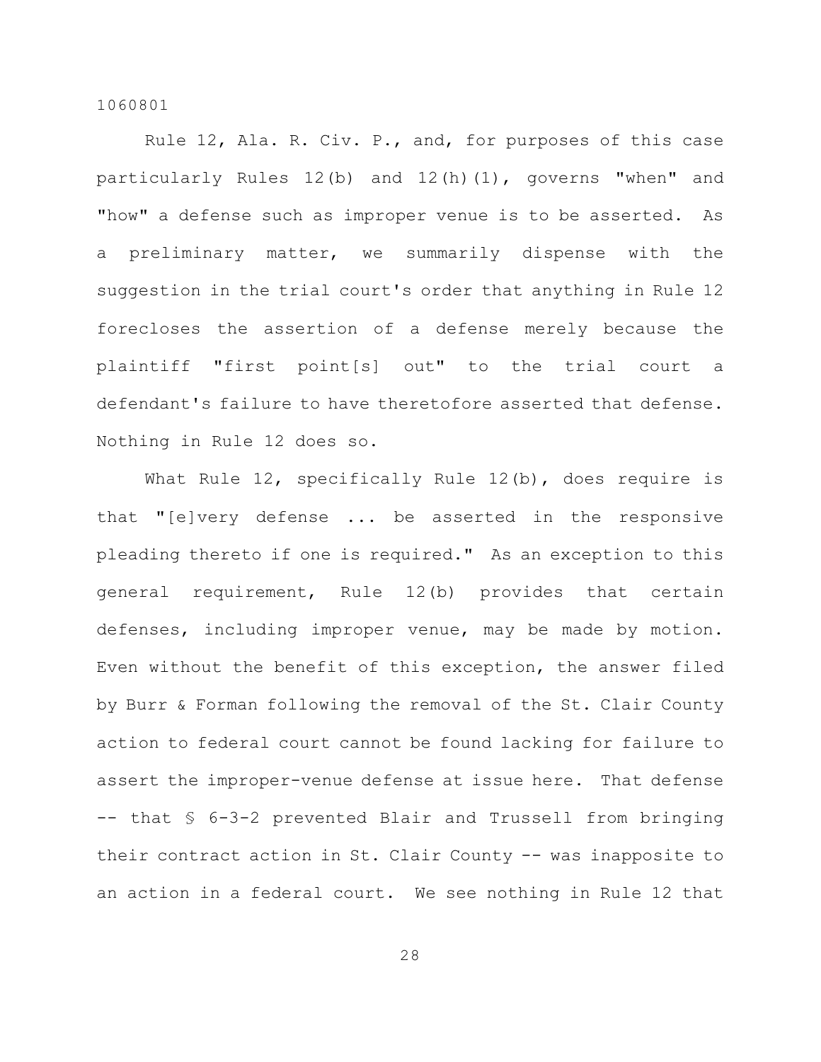Rule 12, Ala. R. Civ. P., and, for purposes of this case particularly Rules 12(b) and 12(h)(1), governs "when" and "how" a defense such as improper venue is to be asserted. As a preliminary matter, we summarily dispense with the suggestion in the trial court's order that anything in Rule 12 forecloses the assertion of a defense merely because the plaintiff "first point[s] out" to the trial court a defendant's failure to have theretofore asserted that defense. Nothing in Rule 12 does so.

What Rule 12, specifically Rule 12(b), does require is that "[e]very defense ... be asserted in the responsive pleading thereto if one is required." As an exception to this general requirement, Rule 12(b) provides that certain defenses, including improper venue, may be made by motion. Even without the benefit of this exception, the answer filed by Burr & Forman following the removal of the St. Clair County action to federal court cannot be found lacking for failure to assert the improper-venue defense at issue here. That defense -- that § 6-3-2 prevented Blair and Trussell from bringing their contract action in St. Clair County -- was inapposite to an action in a federal court. We see nothing in Rule 12 that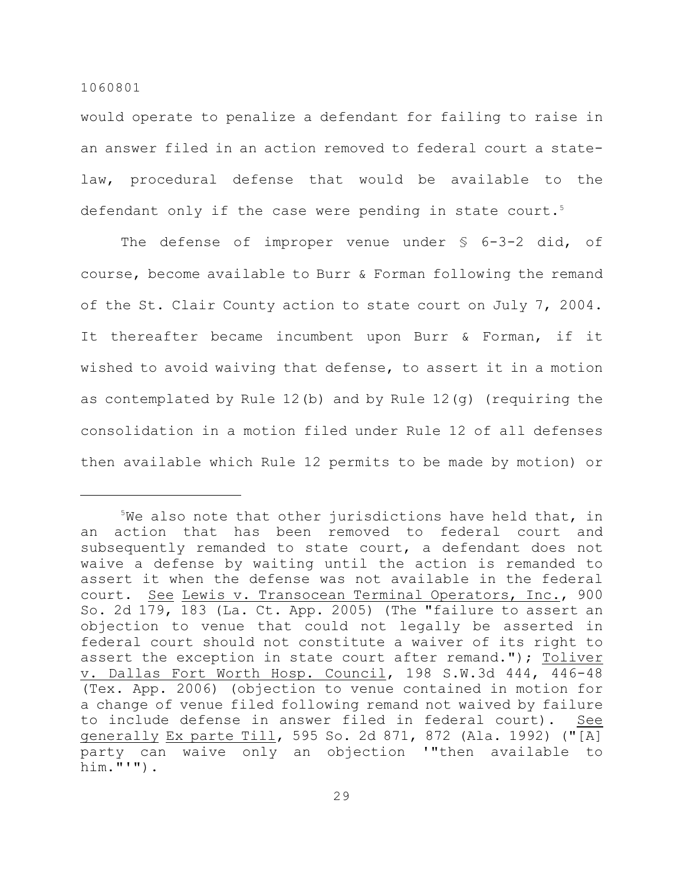would operate to penalize a defendant for failing to raise in an answer filed in an action removed to federal court a state-law, procedural defense that would be available to the defendant only if the case were pending in state court.[5]

The defense of improper venue under § 6-3-2 did, of course, become available to Burr & Forman following the remand of the St. Clair County action to state court on July 7, 2004. It thereafter became incumbent upon Burr & Forman, if it wished to avoid waiving that defense, to assert it in a motion as contemplated by Rule 12(b) and by Rule 12(g) (requiring the consolidation in a motion filed under Rule 12 of all defenses then available which Rule 12 permits to be made by motion) or

---

[5]We also note that other jurisdictions have held that, in an action that has been removed to federal court and subsequently remanded to state court, a defendant does not waive a defense by waiting until the action is remanded to assert it when the defense was not available in the federal court. See Lewis v. Transocean Terminal Operators, Inc., 900 So. 2d 179, 183 (La. Ct. App. 2005) (The "failure to assert an objection to venue that could not legally be asserted in federal court should not constitute a waiver of its right to assert the exception in state court after remand."); Toliver v. Dallas Fort Worth Hosp. Council, 198 S.W.3d 444, 446-48 (Tex. App. 2006) (objection to venue contained in motion for a change of venue filed following remand not waived by failure to include defense in answer filed in federal court). See generally Ex parte Till, 595 So. 2d 871, 872 (Ala. 1992) ("[A] party can waive only an objection '"then available to him."'").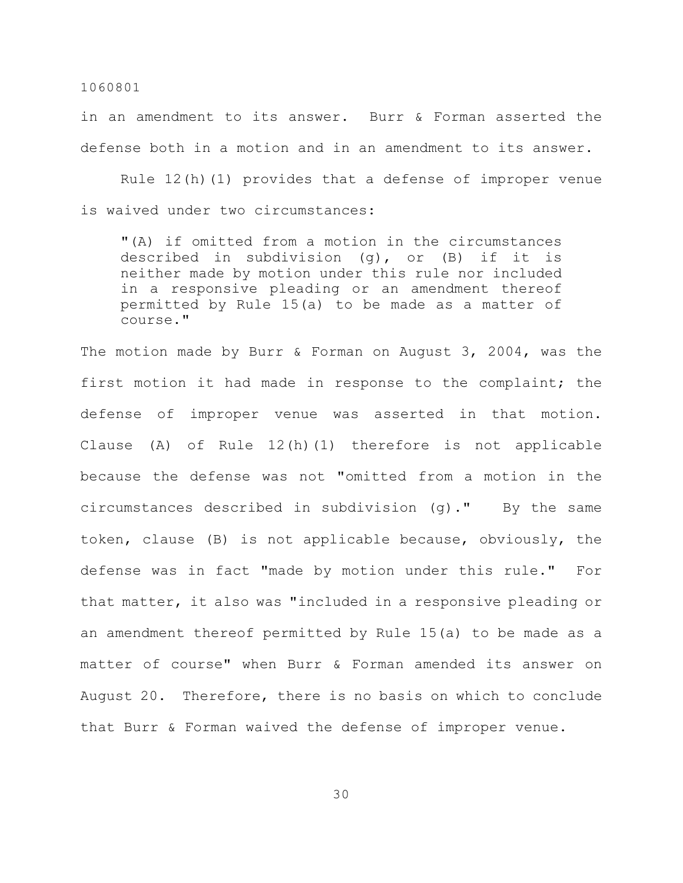in an amendment to its answer. Burr & Forman asserted the defense both in a motion and in an amendment to its answer.

Rule 12(h)(1) provides that a defense of improper venue is waived under two circumstances:

> "(A) if omitted from a motion in the circumstances described in subdivision (g), or (B) if it is neither made by motion under this rule nor included in a responsive pleading or an amendment thereof permitted by Rule 15(a) to be made as a matter of course."

The motion made by Burr & Forman on August 3, 2004, was the first motion it had made in response to the complaint; the defense of improper venue was asserted in that motion. Clause (A) of Rule 12(h)(1) therefore is not applicable because the defense was not "omitted from a motion in the circumstances described in subdivision (g)." By the same token, clause (B) is not applicable because, obviously, the defense was in fact "made by motion under this rule." For that matter, it also was "included in a responsive pleading or an amendment thereof permitted by Rule 15(a) to be made as a matter of course" when Burr & Forman amended its answer on August 20. Therefore, there is no basis on which to conclude that Burr & Forman waived the defense of improper venue.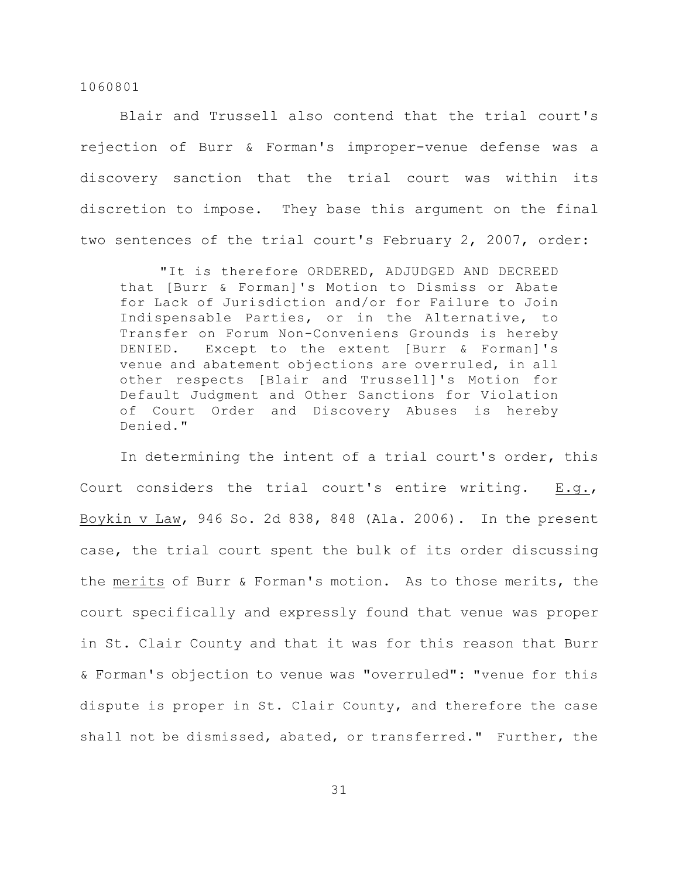Blair and Trussell also contend that the trial court's rejection of Burr & Forman's improper-venue defense was a discovery sanction that the trial court was within its discretion to impose. They base this argument on the final two sentences of the trial court's February 2, 2007, order:

> "It is therefore ORDERED, ADJUDGED AND DECREED that [Burr & Forman]'s Motion to Dismiss or Abate for Lack of Jurisdiction and/or for Failure to Join Indispensable Parties, or in the Alternative, to Transfer on Forum Non-Conveniens Grounds is hereby DENIED. Except to the extent [Burr & Forman]'s venue and abatement objections are overruled, in all other respects [Blair and Trussell]'s Motion for Default Judgment and Other Sanctions for Violation of Court Order and Discovery Abuses is hereby Denied."

In determining the intent of a trial court's order, this Court considers the trial court's entire writing. E.g., Boykin v Law, 946 So. 2d 838, 848 (Ala. 2006). In the present case, the trial court spent the bulk of its order discussing the merits of Burr & Forman's motion. As to those merits, the court specifically and expressly found that venue was proper in St. Clair County and that it was for this reason that Burr & Forman's objection to venue was "overruled": "venue for this dispute is proper in St. Clair County, and therefore the case shall not be dismissed, abated, or transferred." Further, the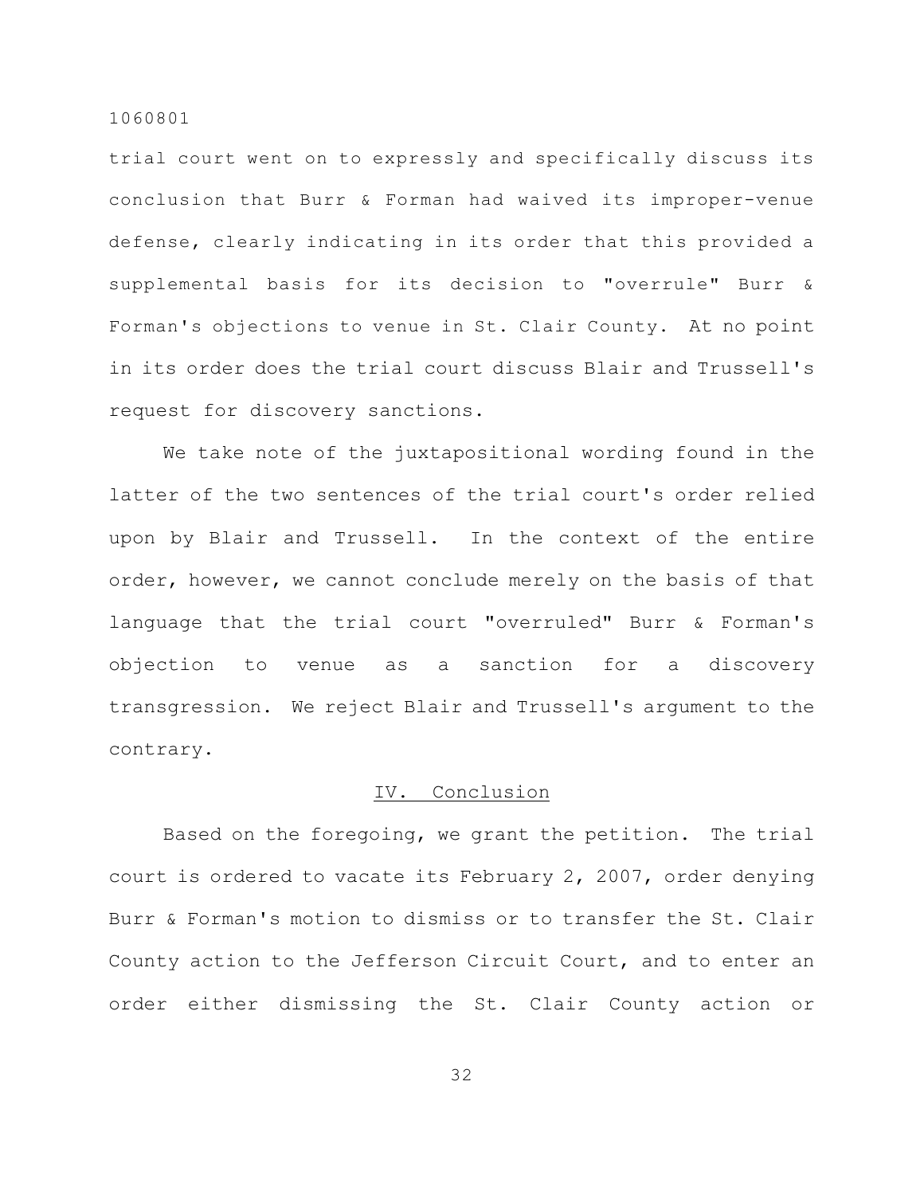trial court went on to expressly and specifically discuss its conclusion that Burr & Forman had waived its improper-venue defense, clearly indicating in its order that this provided a supplemental basis for its decision to "overrule" Burr & Forman's objections to venue in St. Clair County. At no point in its order does the trial court discuss Blair and Trussell's request for discovery sanctions.

We take note of the juxtapositional wording found in the latter of the two sentences of the trial court's order relied upon by Blair and Trussell. In the context of the entire order, however, we cannot conclude merely on the basis of that language that the trial court "overruled" Burr & Forman's objection to venue as a sanction for a discovery transgression. We reject Blair and Trussell's argument to the contrary.

## IV. Conclusion

Based on the foregoing, we grant the petition. The trial court is ordered to vacate its February 2, 2007, order denying Burr & Forman's motion to dismiss or to transfer the St. Clair County action to the Jefferson Circuit Court, and to enter an order either dismissing the St. Clair County action or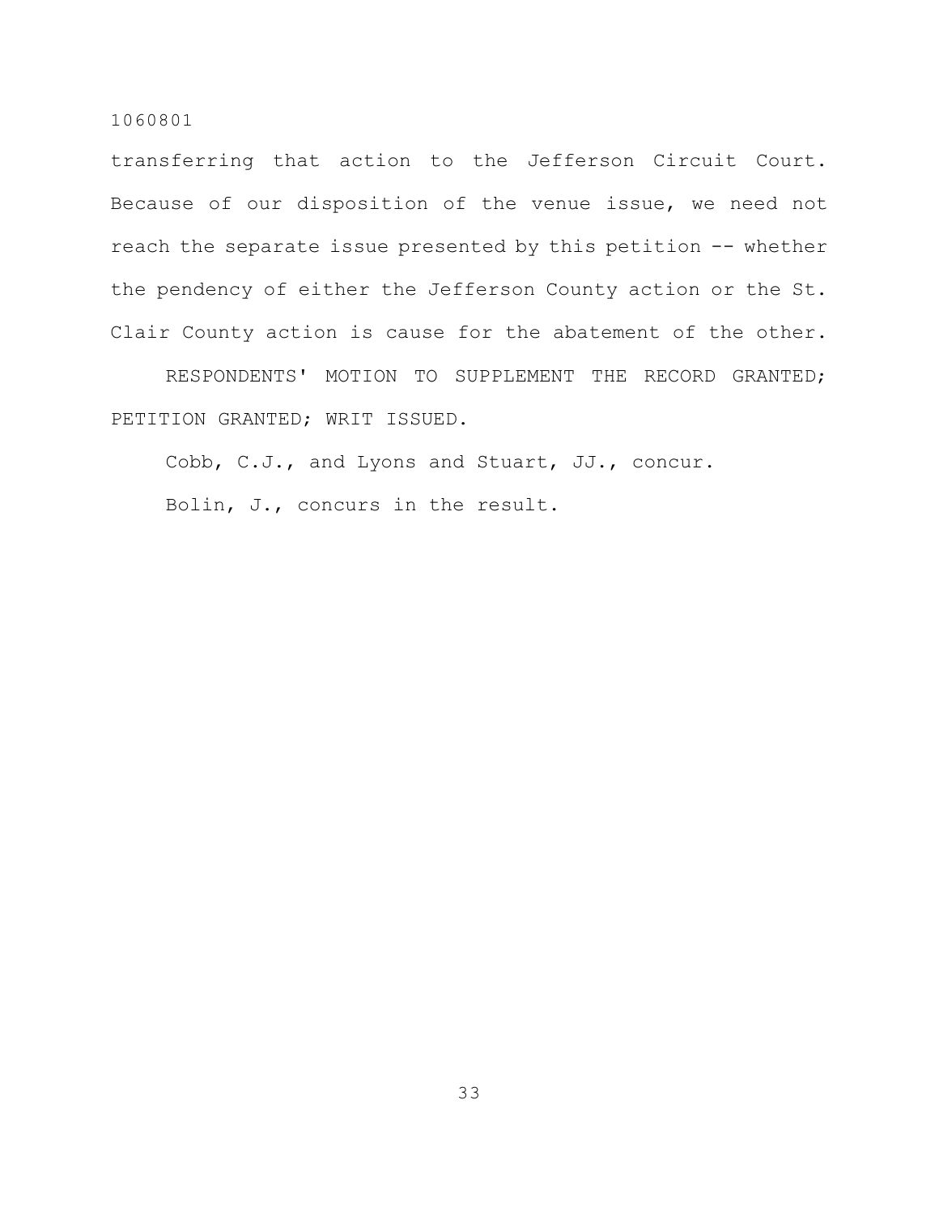transferring that action to the Jefferson Circuit Court. Because of our disposition of the venue issue, we need not reach the separate issue presented by this petition -- whether the pendency of either the Jefferson County action or the St. Clair County action is cause for the abatement of the other.

RESPONDENTS' MOTION TO SUPPLEMENT THE RECORD GRANTED; PETITION GRANTED; WRIT ISSUED.

Cobb, C.J., and Lyons and Stuart, JJ., concur.

Bolin, J., concurs in the result.